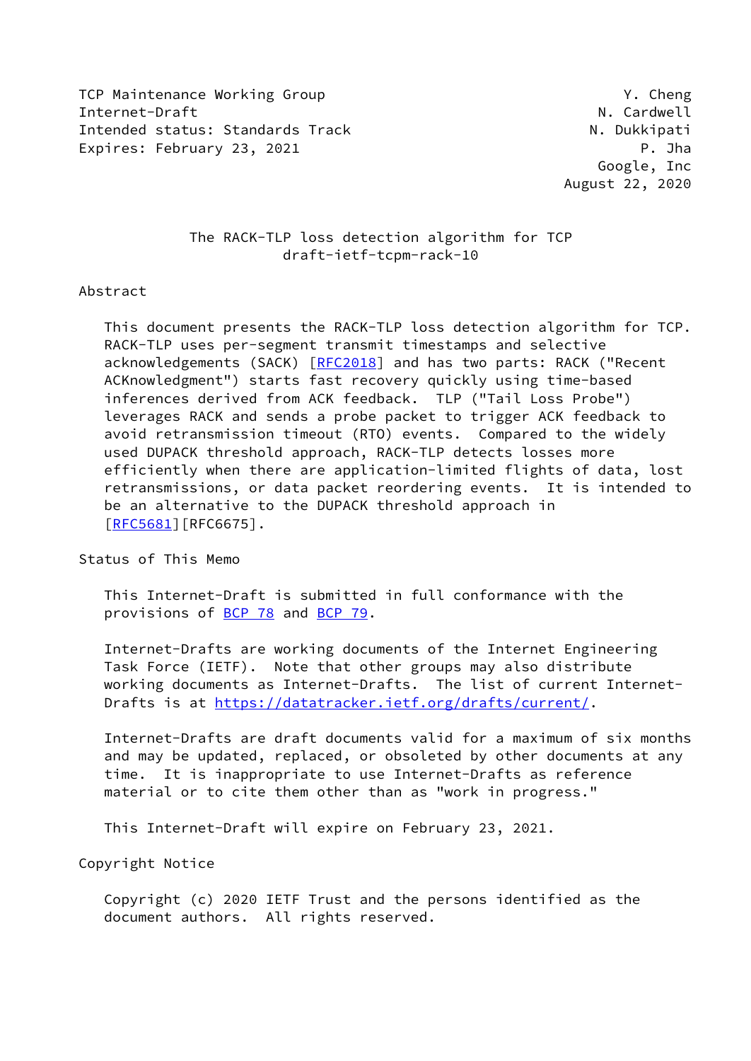TCP Maintenance Working Group
Internet-Draft
Intended status: Standards Track
Expires: February 23, 2021

Y. Cheng
N. Cardwell
N. Dukkipati
P. Jha
Google, Inc
August 22, 2020

# The RACK-TLP loss detection algorithm for TCP
draft-ietf-tcpm-rack-10

## Abstract

This document presents the RACK-TLP loss detection algorithm for TCP. RACK-TLP uses per-segment transmit timestamps and selective acknowledgements (SACK) [RFC2018] and has two parts: RACK ("Recent ACKnowledgment") starts fast recovery quickly using time-based inferences derived from ACK feedback. TLP ("Tail Loss Probe") leverages RACK and sends a probe packet to trigger ACK feedback to avoid retransmission timeout (RTO) events. Compared to the widely used DUPACK threshold approach, RACK-TLP detects losses more efficiently when there are application-limited flights of data, lost retransmissions, or data packet reordering events. It is intended to be an alternative to the DUPACK threshold approach in [RFC5681][RFC6675].

## Status of This Memo

This Internet-Draft is submitted in full conformance with the provisions of BCP 78 and BCP 79.

Internet-Drafts are working documents of the Internet Engineering Task Force (IETF). Note that other groups may also distribute working documents as Internet-Drafts. The list of current Internet-Drafts is at https://datatracker.ietf.org/drafts/current/.

Internet-Drafts are draft documents valid for a maximum of six months and may be updated, replaced, or obsoleted by other documents at any time. It is inappropriate to use Internet-Drafts as reference material or to cite them other than as "work in progress."

This Internet-Draft will expire on February 23, 2021.

## Copyright Notice

Copyright (c) 2020 IETF Trust and the persons identified as the document authors. All rights reserved.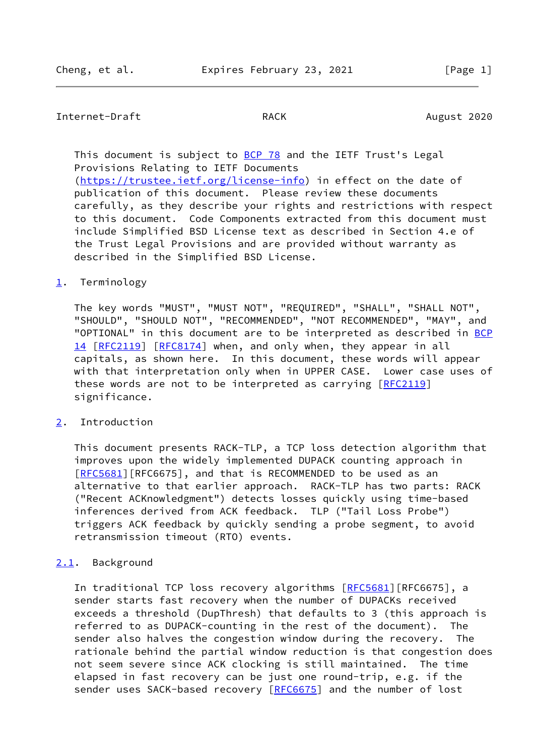This document is subject to BCP 78 and the IETF Trust's Legal Provisions Relating to IETF Documents (https://trustee.ietf.org/license-info) in effect on the date of publication of this document. Please review these documents carefully, as they describe your rights and restrictions with respect to this document. Code Components extracted from this document must include Simplified BSD License text as described in Section 4.e of the Trust Legal Provisions and are provided without warranty as described in the Simplified BSD License.

## 1. Terminology

The key words "MUST", "MUST NOT", "REQUIRED", "SHALL", "SHALL NOT", "SHOULD", "SHOULD NOT", "RECOMMENDED", "NOT RECOMMENDED", "MAY", and "OPTIONAL" in this document are to be interpreted as described in BCP 14 [RFC2119] [RFC8174] when, and only when, they appear in all capitals, as shown here. In this document, these words will appear with that interpretation only when in UPPER CASE. Lower case uses of these words are not to be interpreted as carrying [RFC2119] significance.

## 2. Introduction

This document presents RACK-TLP, a TCP loss detection algorithm that improves upon the widely implemented DUPACK counting approach in [RFC5681][RFC6675], and that is RECOMMENDED to be used as an alternative to that earlier approach. RACK-TLP has two parts: RACK ("Recent ACKnowledgment") detects losses quickly using time-based inferences derived from ACK feedback. TLP ("Tail Loss Probe") triggers ACK feedback by quickly sending a probe segment, to avoid retransmission timeout (RTO) events.

### 2.1. Background

In traditional TCP loss recovery algorithms [RFC5681][RFC6675], a sender starts fast recovery when the number of DUPACKs received exceeds a threshold (DupThresh) that defaults to 3 (this approach is referred to as DUPACK-counting in the rest of the document). The sender also halves the congestion window during the recovery. The rationale behind the partial window reduction is that congestion does not seem severe since ACK clocking is still maintained. The time elapsed in fast recovery can be just one round-trip, e.g. if the sender uses SACK-based recovery [RFC6675] and the number of lost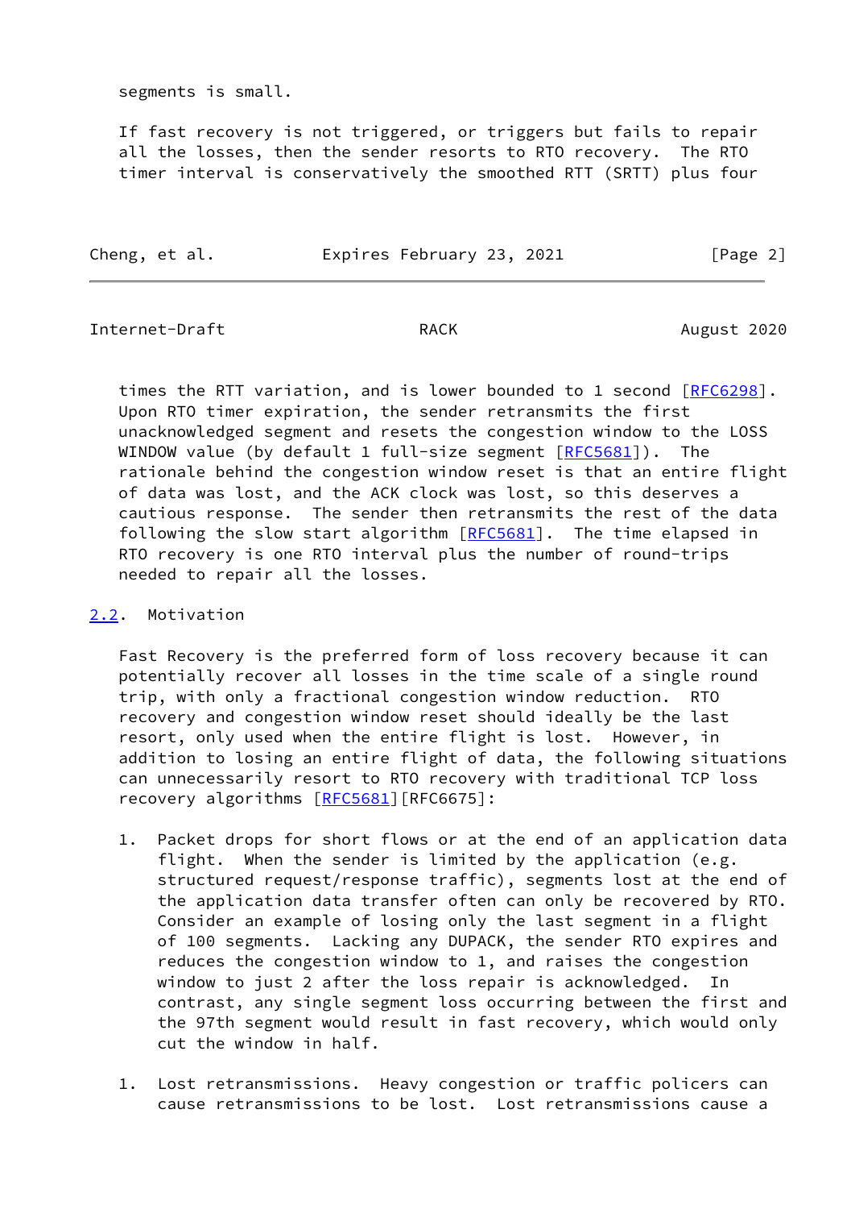segments is small.

If fast recovery is not triggered, or triggers but fails to repair all the losses, then the sender resorts to RTO recovery. The RTO timer interval is conservatively the smoothed RTT (SRTT) plus four times the RTT variation, and is lower bounded to 1 second [RFC6298]. Upon RTO timer expiration, the sender retransmits the first unacknowledged segment and resets the congestion window to the LOSS WINDOW value (by default 1 full-size segment [RFC5681]). The rationale behind the congestion window reset is that an entire flight of data was lost, and the ACK clock was lost, so this deserves a cautious response. The sender then retransmits the rest of the data following the slow start algorithm [RFC5681]. The time elapsed in RTO recovery is one RTO interval plus the number of round-trips needed to repair all the losses.

## 2.2. Motivation

Fast Recovery is the preferred form of loss recovery because it can potentially recover all losses in the time scale of a single round trip, with only a fractional congestion window reduction. RTO recovery and congestion window reset should ideally be the last resort, only used when the entire flight is lost. However, in addition to losing an entire flight of data, the following situations can unnecessarily resort to RTO recovery with traditional TCP loss recovery algorithms [RFC5681][RFC6675]:

1. Packet drops for short flows or at the end of an application data flight. When the sender is limited by the application (e.g. structured request/response traffic), segments lost at the end of the application data transfer often can only be recovered by RTO. Consider an example of losing only the last segment in a flight of 100 segments. Lacking any DUPACK, the sender RTO expires and reduces the congestion window to 1, and raises the congestion window to just 2 after the loss repair is acknowledged. In contrast, any single segment loss occurring between the first and the 97th segment would result in fast recovery, which would only cut the window in half.

1. Lost retransmissions. Heavy congestion or traffic policers can cause retransmissions to be lost. Lost retransmissions cause a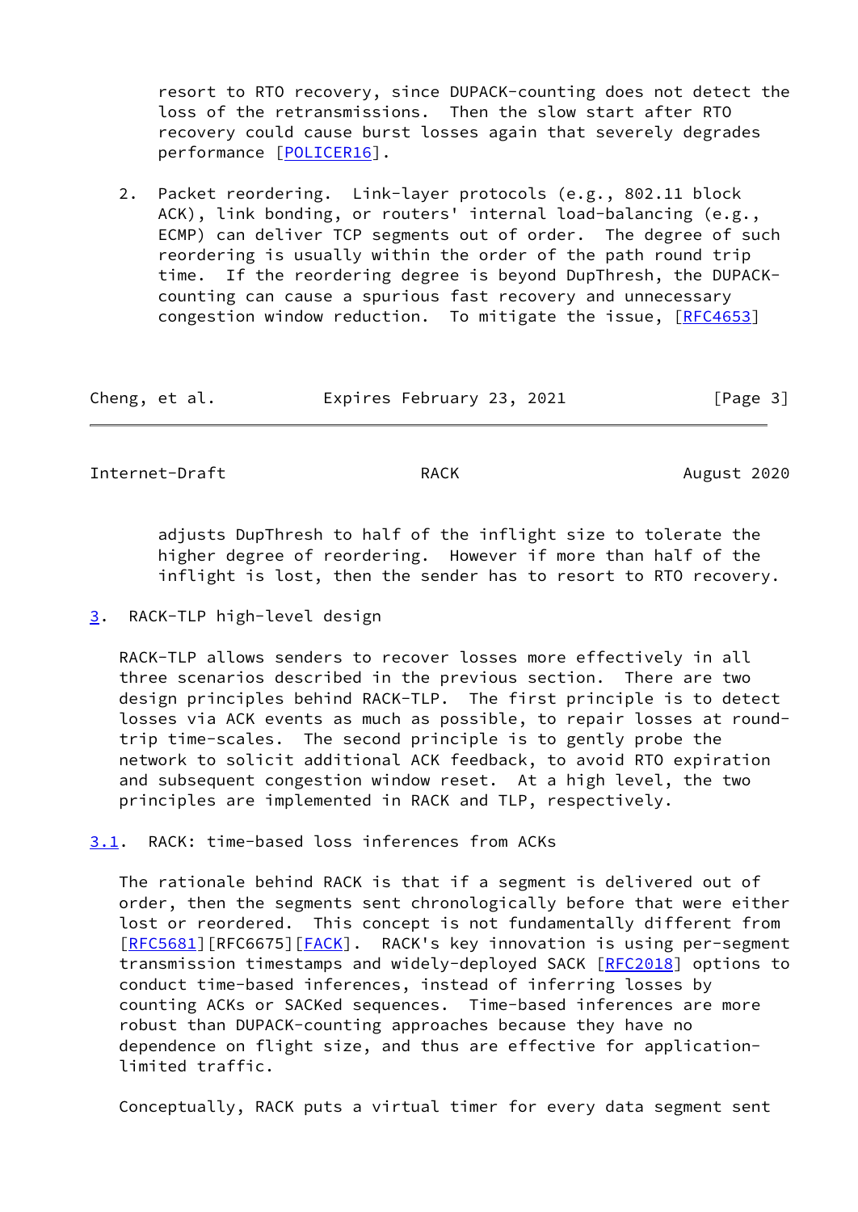resort to RTO recovery, since DUPACK-counting does not detect the loss of the retransmissions. Then the slow start after RTO recovery could cause burst losses again that severely degrades performance [POLICER16].

2. Packet reordering. Link-layer protocols (e.g., 802.11 block ACK), link bonding, or routers' internal load-balancing (e.g., ECMP) can deliver TCP segments out of order. The degree of such reordering is usually within the order of the path round trip time. If the reordering degree is beyond DupThresh, the DUPACK-counting can cause a spurious fast recovery and unnecessary congestion window reduction. To mitigate the issue, [RFC4653] adjusts DupThresh to half of the inflight size to tolerate the higher degree of reordering. However if more than half of the inflight is lost, then the sender has to resort to RTO recovery.

## 3. RACK-TLP high-level design

RACK-TLP allows senders to recover losses more effectively in all three scenarios described in the previous section. There are two design principles behind RACK-TLP. The first principle is to detect losses via ACK events as much as possible, to repair losses at round-trip time-scales. The second principle is to gently probe the network to solicit additional ACK feedback, to avoid RTO expiration and subsequent congestion window reset. At a high level, the two principles are implemented in RACK and TLP, respectively.

### 3.1. RACK: time-based loss inferences from ACKs

The rationale behind RACK is that if a segment is delivered out of order, then the segments sent chronologically before that were either lost or reordered. This concept is not fundamentally different from [RFC5681][RFC6675][FACK]. RACK's key innovation is using per-segment transmission timestamps and widely-deployed SACK [RFC2018] options to conduct time-based inferences, instead of inferring losses by counting ACKs or SACKed sequences. Time-based inferences are more robust than DUPACK-counting approaches because they have no dependence on flight size, and thus are effective for application-limited traffic.

Conceptually, RACK puts a virtual timer for every data segment sent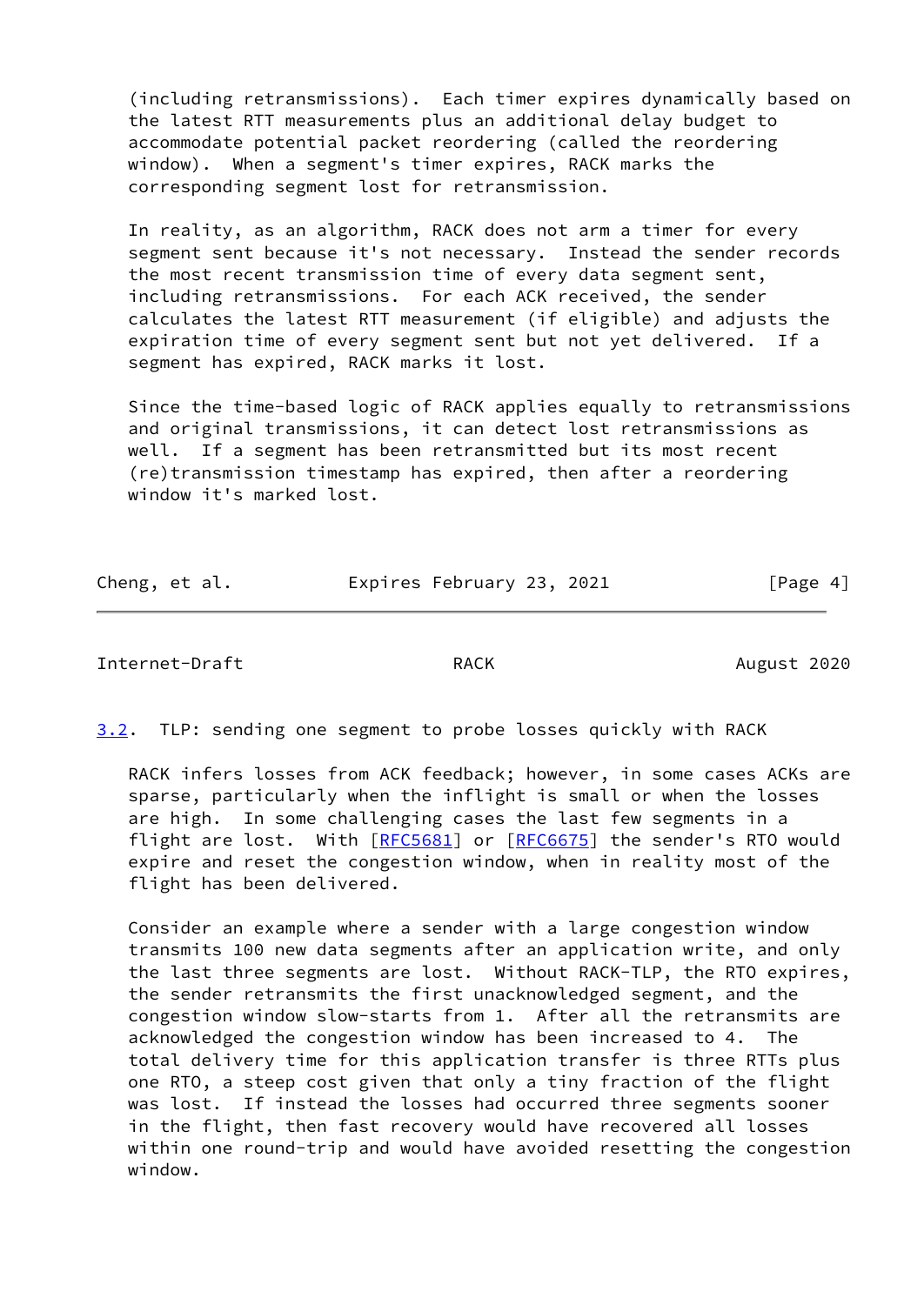(including retransmissions). Each timer expires dynamically based on the latest RTT measurements plus an additional delay budget to accommodate potential packet reordering (called the reordering window). When a segment's timer expires, RACK marks the corresponding segment lost for retransmission.

In reality, as an algorithm, RACK does not arm a timer for every segment sent because it's not necessary. Instead the sender records the most recent transmission time of every data segment sent, including retransmissions. For each ACK received, the sender calculates the latest RTT measurement (if eligible) and adjusts the expiration time of every segment sent but not yet delivered. If a segment has expired, RACK marks it lost.

Since the time-based logic of RACK applies equally to retransmissions and original transmissions, it can detect lost retransmissions as well. If a segment has been retransmitted but its most recent (re)transmission timestamp has expired, then after a reordering window it's marked lost.

### 3.2. TLP: sending one segment to probe losses quickly with RACK

RACK infers losses from ACK feedback; however, in some cases ACKs are sparse, particularly when the inflight is small or when the losses are high. In some challenging cases the last few segments in a flight are lost. With [RFC5681] or [RFC6675] the sender's RTO would expire and reset the congestion window, when in reality most of the flight has been delivered.

Consider an example where a sender with a large congestion window transmits 100 new data segments after an application write, and only the last three segments are lost. Without RACK-TLP, the RTO expires, the sender retransmits the first unacknowledged segment, and the congestion window slow-starts from 1. After all the retransmits are acknowledged the congestion window has been increased to 4. The total delivery time for this application transfer is three RTTs plus one RTO, a steep cost given that only a tiny fraction of the flight was lost. If instead the losses had occurred three segments sooner in the flight, then fast recovery would have recovered all losses within one round-trip and would have avoided resetting the congestion window.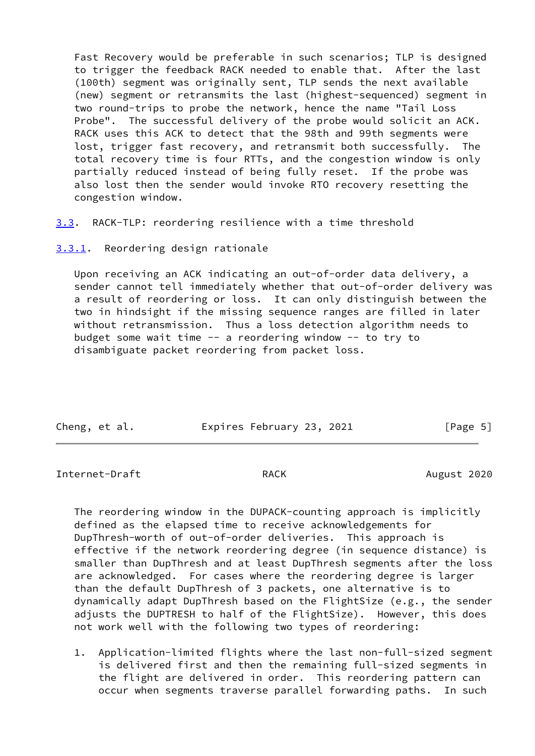Fast Recovery would be preferable in such scenarios; TLP is designed to trigger the feedback RACK needed to enable that. After the last (100th) segment was originally sent, TLP sends the next available (new) segment or retransmits the last (highest-sequenced) segment in two round-trips to probe the network, hence the name "Tail Loss Probe". The successful delivery of the probe would solicit an ACK. RACK uses this ACK to detect that the 98th and 99th segments were lost, trigger fast recovery, and retransmit both successfully. The total recovery time is four RTTs, and the congestion window is only partially reduced instead of being fully reset. If the probe was also lost then the sender would invoke RTO recovery resetting the congestion window.

## 3.3. RACK-TLP: reordering resilience with a time threshold

### 3.3.1. Reordering design rationale

Upon receiving an ACK indicating an out-of-order data delivery, a sender cannot tell immediately whether that out-of-order delivery was a result of reordering or loss. It can only distinguish between the two in hindsight if the missing sequence ranges are filled in later without retransmission. Thus a loss detection algorithm needs to budget some wait time -- a reordering window -- to try to disambiguate packet reordering from packet loss.

The reordering window in the DUPACK-counting approach is implicitly defined as the elapsed time to receive acknowledgements for DupThresh-worth of out-of-order deliveries. This approach is effective if the network reordering degree (in sequence distance) is smaller than DupThresh and at least DupThresh segments after the loss are acknowledged. For cases where the reordering degree is larger than the default DupThresh of 3 packets, one alternative is to dynamically adapt DupThresh based on the FlightSize (e.g., the sender adjusts the DUPTRESH to half of the FlightSize). However, this does not work well with the following two types of reordering:

1. Application-limited flights where the last non-full-sized segment is delivered first and then the remaining full-sized segments in the flight are delivered in order. This reordering pattern can occur when segments traverse parallel forwarding paths. In such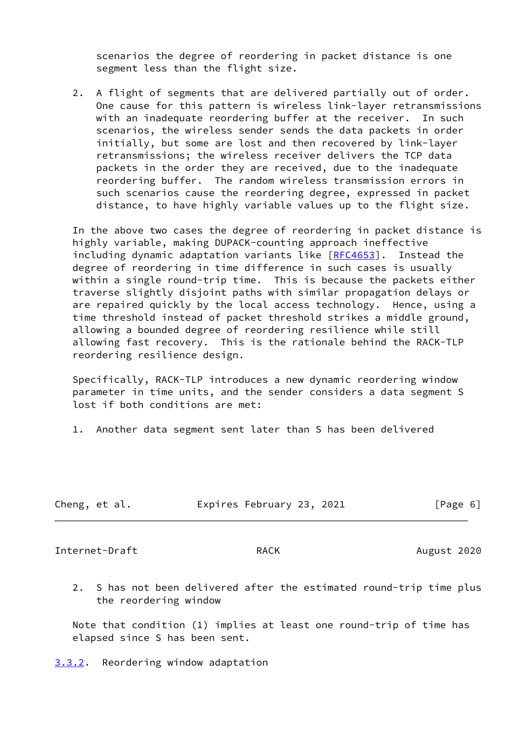scenarios the degree of reordering in packet distance is one segment less than the flight size.

2. A flight of segments that are delivered partially out of order. One cause for this pattern is wireless link-layer retransmissions with an inadequate reordering buffer at the receiver. In such scenarios, the wireless sender sends the data packets in order initially, but some are lost and then recovered by link-layer retransmissions; the wireless receiver delivers the TCP data packets in the order they are received, due to the inadequate reordering buffer. The random wireless transmission errors in such scenarios cause the reordering degree, expressed in packet distance, to have highly variable values up to the flight size.

In the above two cases the degree of reordering in packet distance is highly variable, making DUPACK-counting approach ineffective including dynamic adaptation variants like [RFC4653]. Instead the degree of reordering in time difference in such cases is usually within a single round-trip time. This is because the packets either traverse slightly disjoint paths with similar propagation delays or are repaired quickly by the local access technology. Hence, using a time threshold instead of packet threshold strikes a middle ground, allowing a bounded degree of reordering resilience while still allowing fast recovery. This is the rationale behind the RACK-TLP reordering resilience design.

Specifically, RACK-TLP introduces a new dynamic reordering window parameter in time units, and the sender considers a data segment S lost if both conditions are met:

1. Another data segment sent later than S has been delivered

2. S has not been delivered after the estimated round-trip time plus the reordering window

Note that condition (1) implies at least one round-trip of time has elapsed since S has been sent.

### 3.3.2. Reordering window adaptation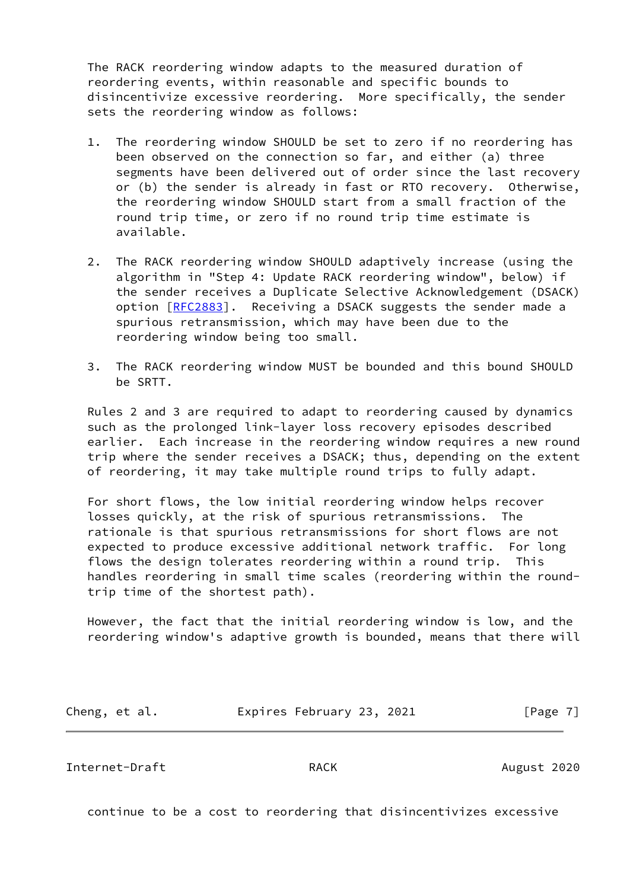The RACK reordering window adapts to the measured duration of reordering events, within reasonable and specific bounds to disincentivize excessive reordering. More specifically, the sender sets the reordering window as follows:

1. The reordering window SHOULD be set to zero if no reordering has been observed on the connection so far, and either (a) three segments have been delivered out of order since the last recovery or (b) the sender is already in fast or RTO recovery. Otherwise, the reordering window SHOULD start from a small fraction of the round trip time, or zero if no round trip time estimate is available.

2. The RACK reordering window SHOULD adaptively increase (using the algorithm in "Step 4: Update RACK reordering window", below) if the sender receives a Duplicate Selective Acknowledgement (DSACK) option [RFC2883]. Receiving a DSACK suggests the sender made a spurious retransmission, which may have been due to the reordering window being too small.

3. The RACK reordering window MUST be bounded and this bound SHOULD be SRTT.

Rules 2 and 3 are required to adapt to reordering caused by dynamics such as the prolonged link-layer loss recovery episodes described earlier. Each increase in the reordering window requires a new round trip where the sender receives a DSACK; thus, depending on the extent of reordering, it may take multiple round trips to fully adapt.

For short flows, the low initial reordering window helps recover losses quickly, at the risk of spurious retransmissions. The rationale is that spurious retransmissions for short flows are not expected to produce excessive additional network traffic. For long flows the design tolerates reordering within a round trip. This handles reordering in small time scales (reordering within the round-trip time of the shortest path).

However, the fact that the initial reordering window is low, and the reordering window's adaptive growth is bounded, means that there will continue to be a cost to reordering that disincentivizes excessive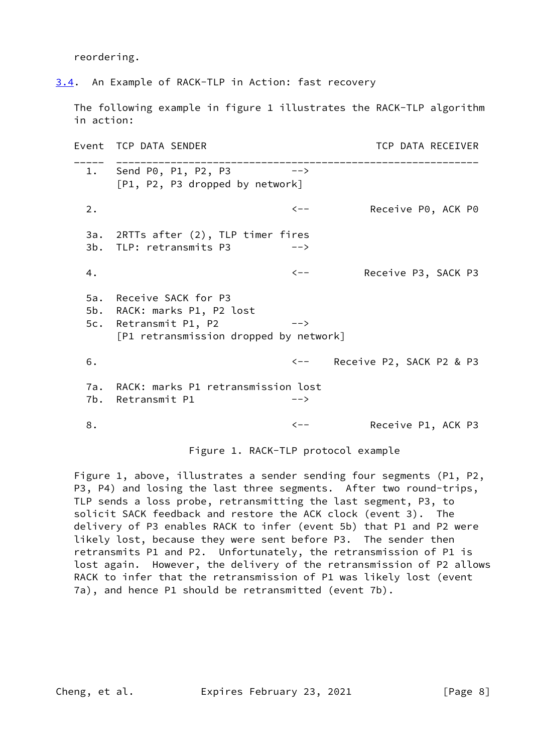reordering.

## 3.4. An Example of RACK-TLP in Action: fast recovery

The following example in figure 1 illustrates the RACK-TLP algorithm in action:

```
Event  TCP DATA SENDER                               TCP DATA RECEIVER
_____  ____________________________________________________________
  1.   Send P0, P1, P2, P3          -->
       [P1, P2, P3 dropped by network]

  2.                                <--          Receive P0, ACK P0

  3a.  2RTTs after (2), TLP timer fires
  3b.  TLP: retransmits P3          -->

  4.                                <--         Receive P3, SACK P3

  5a.  Receive SACK for P3
  5b.  RACK: marks P1, P2 lost
  5c.  Retransmit P1, P2            -->
       [P1 retransmission dropped by network]

  6.                                <--    Receive P2, SACK P2 & P3

  7a.  RACK: marks P1 retransmission lost
  7b.  Retransmit P1                -->

  8.                                <--          Receive P1, ACK P3
```

Figure 1. RACK-TLP protocol example

Figure 1, above, illustrates a sender sending four segments (P1, P2, P3, P4) and losing the last three segments. After two round-trips, TLP sends a loss probe, retransmitting the last segment, P3, to solicit SACK feedback and restore the ACK clock (event 3). The delivery of P3 enables RACK to infer (event 5b) that P1 and P2 were likely lost, because they were sent before P3. The sender then retransmits P1 and P2. Unfortunately, the retransmission of P1 is lost again. However, the delivery of the retransmission of P2 allows RACK to infer that the retransmission of P1 was likely lost (event 7a), and hence P1 should be retransmitted (event 7b).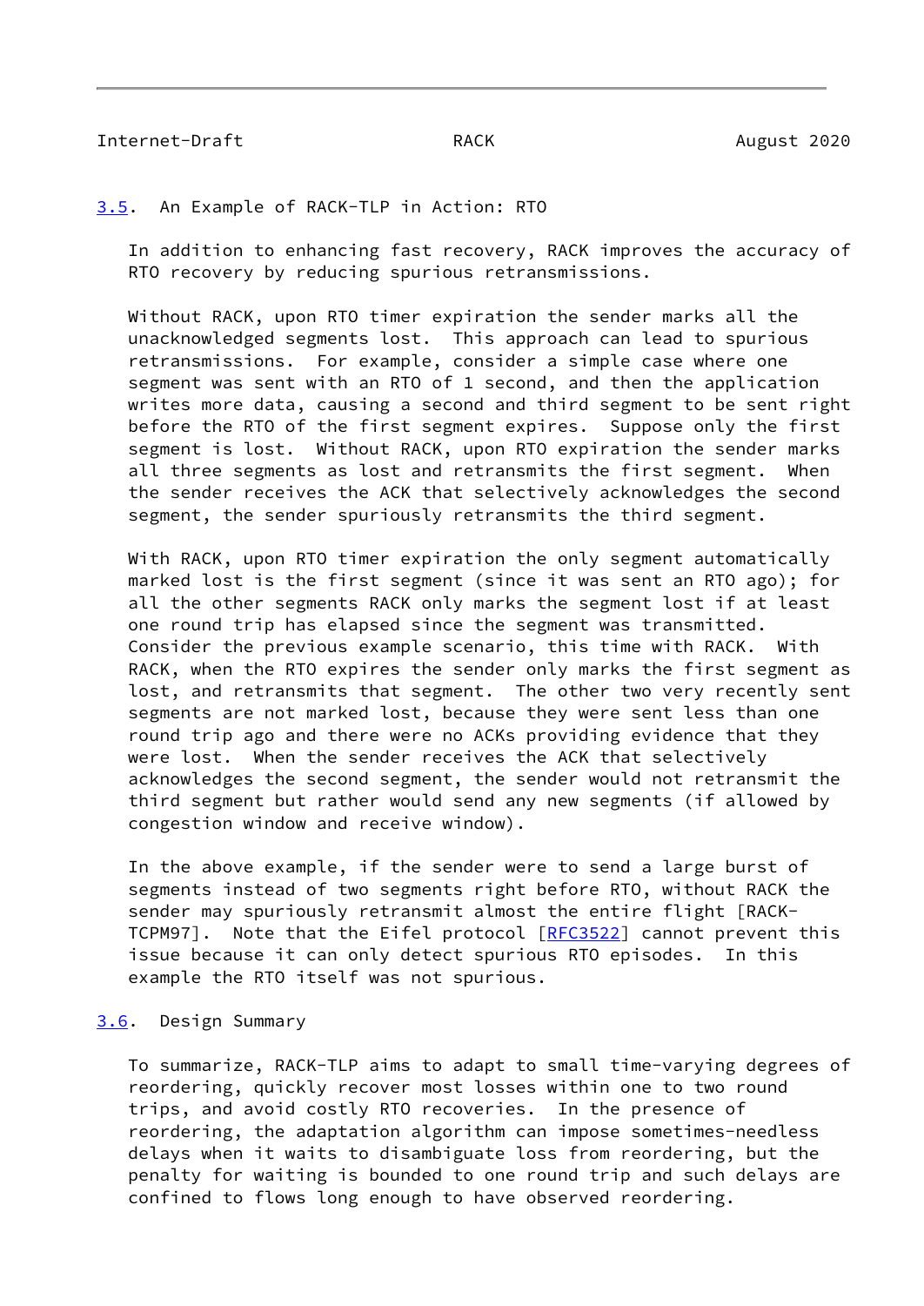### 3.5. An Example of RACK-TLP in Action: RTO

In addition to enhancing fast recovery, RACK improves the accuracy of RTO recovery by reducing spurious retransmissions.

Without RACK, upon RTO timer expiration the sender marks all the unacknowledged segments lost. This approach can lead to spurious retransmissions. For example, consider a simple case where one segment was sent with an RTO of 1 second, and then the application writes more data, causing a second and third segment to be sent right before the RTO of the first segment expires. Suppose only the first segment is lost. Without RACK, upon RTO expiration the sender marks all three segments as lost and retransmits the first segment. When the sender receives the ACK that selectively acknowledges the second segment, the sender spuriously retransmits the third segment.

With RACK, upon RTO timer expiration the only segment automatically marked lost is the first segment (since it was sent an RTO ago); for all the other segments RACK only marks the segment lost if at least one round trip has elapsed since the segment was transmitted. Consider the previous example scenario, this time with RACK. With RACK, when the RTO expires the sender only marks the first segment as lost, and retransmits that segment. The other two very recently sent segments are not marked lost, because they were sent less than one round trip ago and there were no ACKs providing evidence that they were lost. When the sender receives the ACK that selectively acknowledges the second segment, the sender would not retransmit the third segment but rather would send any new segments (if allowed by congestion window and receive window).

In the above example, if the sender were to send a large burst of segments instead of two segments right before RTO, without RACK the sender may spuriously retransmit almost the entire flight [RACK-TCPM97]. Note that the Eifel protocol [RFC3522] cannot prevent this issue because it can only detect spurious RTO episodes. In this example the RTO itself was not spurious.

### 3.6. Design Summary

To summarize, RACK-TLP aims to adapt to small time-varying degrees of reordering, quickly recover most losses within one to two round trips, and avoid costly RTO recoveries. In the presence of reordering, the adaptation algorithm can impose sometimes-needless delays when it waits to disambiguate loss from reordering, but the penalty for waiting is bounded to one round trip and such delays are confined to flows long enough to have observed reordering.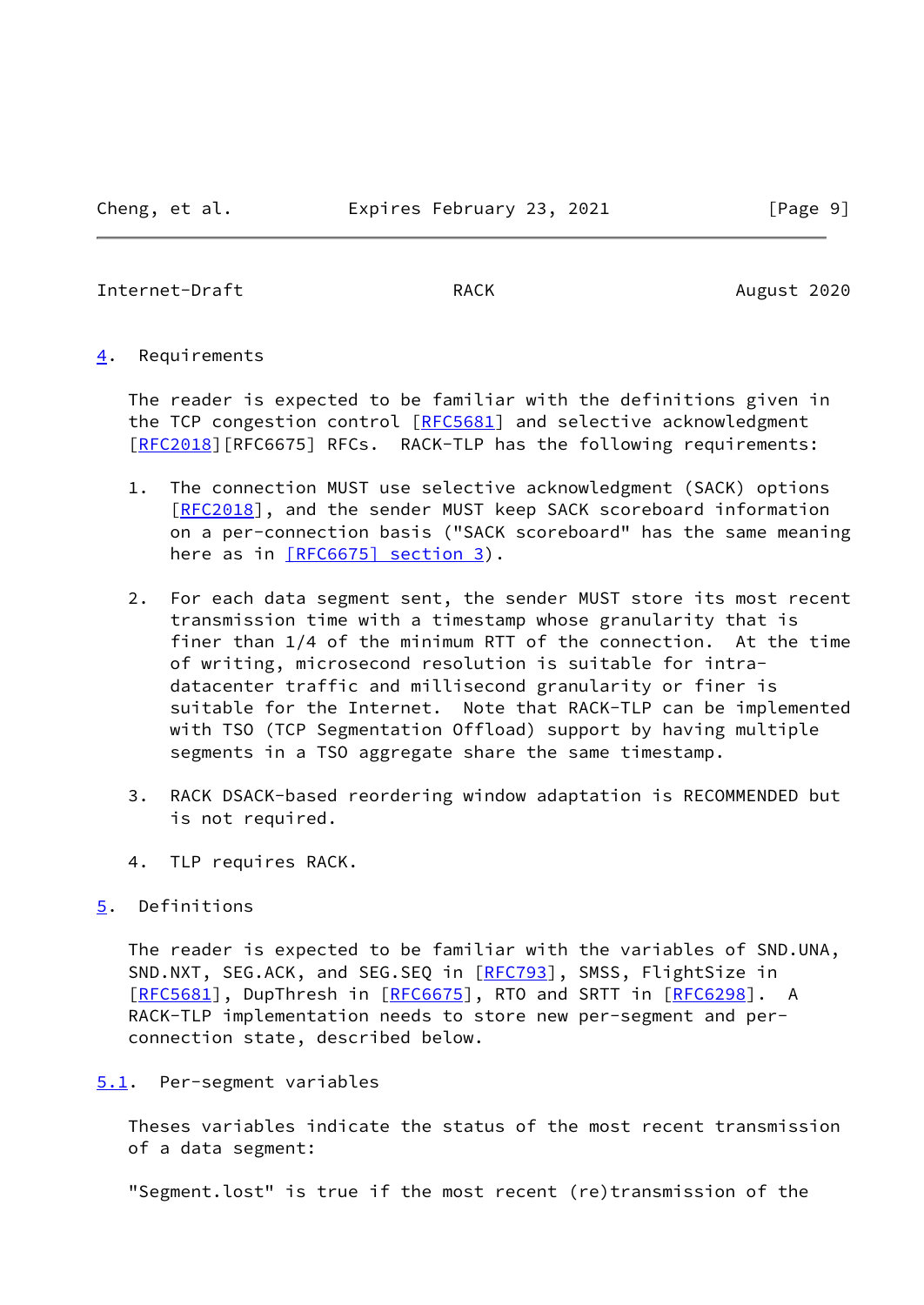## 4. Requirements

The reader is expected to be familiar with the definitions given in the TCP congestion control [RFC5681] and selective acknowledgment [RFC2018][RFC6675] RFCs. RACK-TLP has the following requirements:

1. The connection MUST use selective acknowledgment (SACK) options [RFC2018], and the sender MUST keep SACK scoreboard information on a per-connection basis ("SACK scoreboard" has the same meaning here as in [RFC6675] section 3).

2. For each data segment sent, the sender MUST store its most recent transmission time with a timestamp whose granularity that is finer than 1/4 of the minimum RTT of the connection. At the time of writing, microsecond resolution is suitable for intra-datacenter traffic and millisecond granularity or finer is suitable for the Internet. Note that RACK-TLP can be implemented with TSO (TCP Segmentation Offload) support by having multiple segments in a TSO aggregate share the same timestamp.

3. RACK DSACK-based reordering window adaptation is RECOMMENDED but is not required.

4. TLP requires RACK.

## 5. Definitions

The reader is expected to be familiar with the variables of SND.UNA, SND.NXT, SEG.ACK, and SEG.SEQ in [RFC793], SMSS, FlightSize in [RFC5681], DupThresh in [RFC6675], RTO and SRTT in [RFC6298]. A RACK-TLP implementation needs to store new per-segment and per-connection state, described below.

### 5.1. Per-segment variables

Theses variables indicate the status of the most recent transmission of a data segment:

"Segment.lost" is true if the most recent (re)transmission of the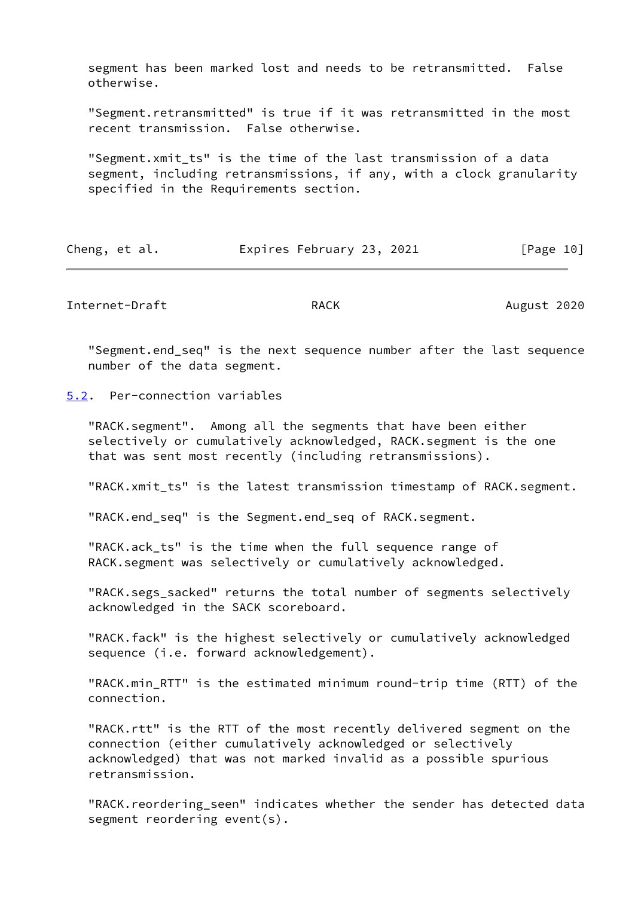segment has been marked lost and needs to be retransmitted. False otherwise.

"Segment.retransmitted" is true if it was retransmitted in the most recent transmission. False otherwise.

"Segment.xmit_ts" is the time of the last transmission of a data segment, including retransmissions, if any, with a clock granularity specified in the Requirements section.

"Segment.end_seq" is the next sequence number after the last sequence number of the data segment.

## 5.2. Per-connection variables

"RACK.segment". Among all the segments that have been either selectively or cumulatively acknowledged, RACK.segment is the one that was sent most recently (including retransmissions).

"RACK.xmit_ts" is the latest transmission timestamp of RACK.segment.

"RACK.end_seq" is the Segment.end_seq of RACK.segment.

"RACK.ack_ts" is the time when the full sequence range of RACK.segment was selectively or cumulatively acknowledged.

"RACK.segs_sacked" returns the total number of segments selectively acknowledged in the SACK scoreboard.

"RACK.fack" is the highest selectively or cumulatively acknowledged sequence (i.e. forward acknowledgement).

"RACK.min_RTT" is the estimated minimum round-trip time (RTT) of the connection.

"RACK.rtt" is the RTT of the most recently delivered segment on the connection (either cumulatively acknowledged or selectively acknowledged) that was not marked invalid as a possible spurious retransmission.

"RACK.reordering_seen" indicates whether the sender has detected data segment reordering event(s).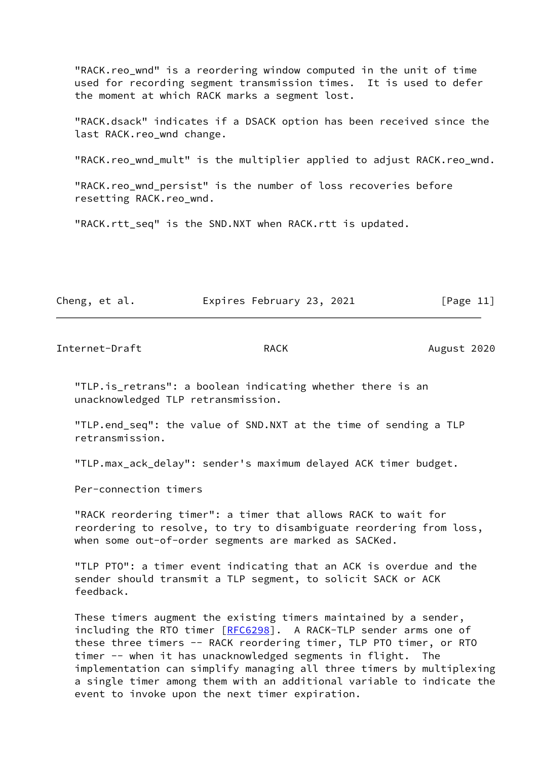"RACK.reo_wnd" is a reordering window computed in the unit of time used for recording segment transmission times. It is used to defer the moment at which RACK marks a segment lost.

"RACK.dsack" indicates if a DSACK option has been received since the last RACK.reo_wnd change.

"RACK.reo_wnd_mult" is the multiplier applied to adjust RACK.reo_wnd.

"RACK.reo_wnd_persist" is the number of loss recoveries before resetting RACK.reo_wnd.

"RACK.rtt_seq" is the SND.NXT when RACK.rtt is updated.

"TLP.is_retrans": a boolean indicating whether there is an unacknowledged TLP retransmission.

"TLP.end_seq": the value of SND.NXT at the time of sending a TLP retransmission.

"TLP.max_ack_delay": sender's maximum delayed ACK timer budget.

Per-connection timers

"RACK reordering timer": a timer that allows RACK to wait for reordering to resolve, to try to disambiguate reordering from loss, when some out-of-order segments are marked as SACKed.

"TLP PTO": a timer event indicating that an ACK is overdue and the sender should transmit a TLP segment, to solicit SACK or ACK feedback.

These timers augment the existing timers maintained by a sender, including the RTO timer [RFC6298]. A RACK-TLP sender arms one of these three timers -- RACK reordering timer, TLP PTO timer, or RTO timer -- when it has unacknowledged segments in flight. The implementation can simplify managing all three timers by multiplexing a single timer among them with an additional variable to indicate the event to invoke upon the next timer expiration.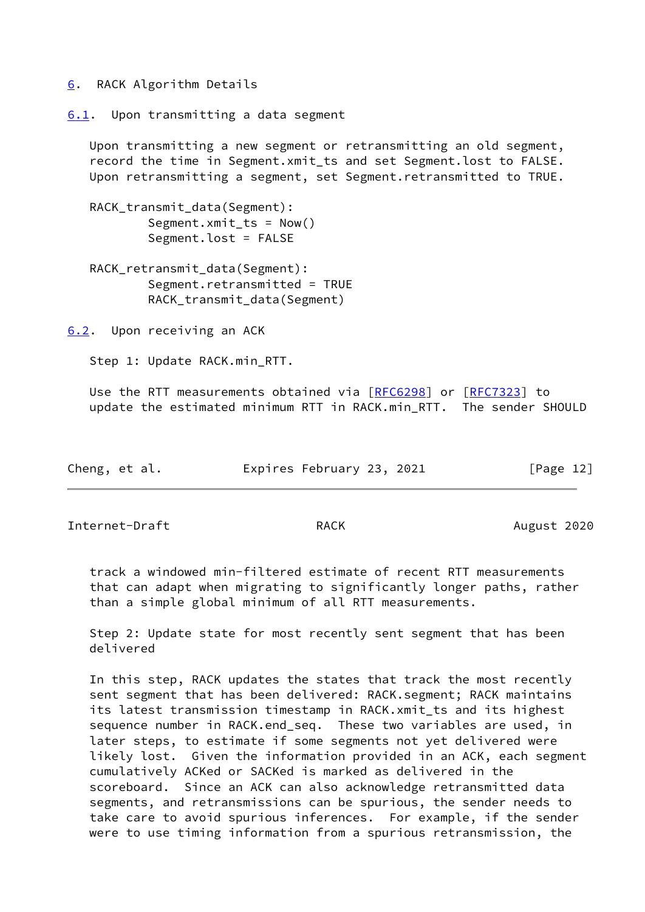## 6. RACK Algorithm Details

### 6.1. Upon transmitting a data segment

Upon transmitting a new segment or retransmitting an old segment, record the time in Segment.xmit_ts and set Segment.lost to FALSE. Upon retransmitting a segment, set Segment.retransmitted to TRUE.

```
RACK_transmit_data(Segment):
        Segment.xmit_ts = Now()
        Segment.lost = FALSE

RACK_retransmit_data(Segment):
        Segment.retransmitted = TRUE
        RACK_transmit_data(Segment)
```

### 6.2. Upon receiving an ACK

Step 1: Update RACK.min_RTT.

Use the RTT measurements obtained via [RFC6298] or [RFC7323] to update the estimated minimum RTT in RACK.min_RTT. The sender SHOULD track a windowed min-filtered estimate of recent RTT measurements that can adapt when migrating to significantly longer paths, rather than a simple global minimum of all RTT measurements.

Step 2: Update state for most recently sent segment that has been delivered

In this step, RACK updates the states that track the most recently sent segment that has been delivered: RACK.segment; RACK maintains its latest transmission timestamp in RACK.xmit_ts and its highest sequence number in RACK.end_seq. These two variables are used, in later steps, to estimate if some segments not yet delivered were likely lost. Given the information provided in an ACK, each segment cumulatively ACKed or SACKed is marked as delivered in the scoreboard. Since an ACK can also acknowledge retransmitted data segments, and retransmissions can be spurious, the sender needs to take care to avoid spurious inferences. For example, if the sender were to use timing information from a spurious retransmission, the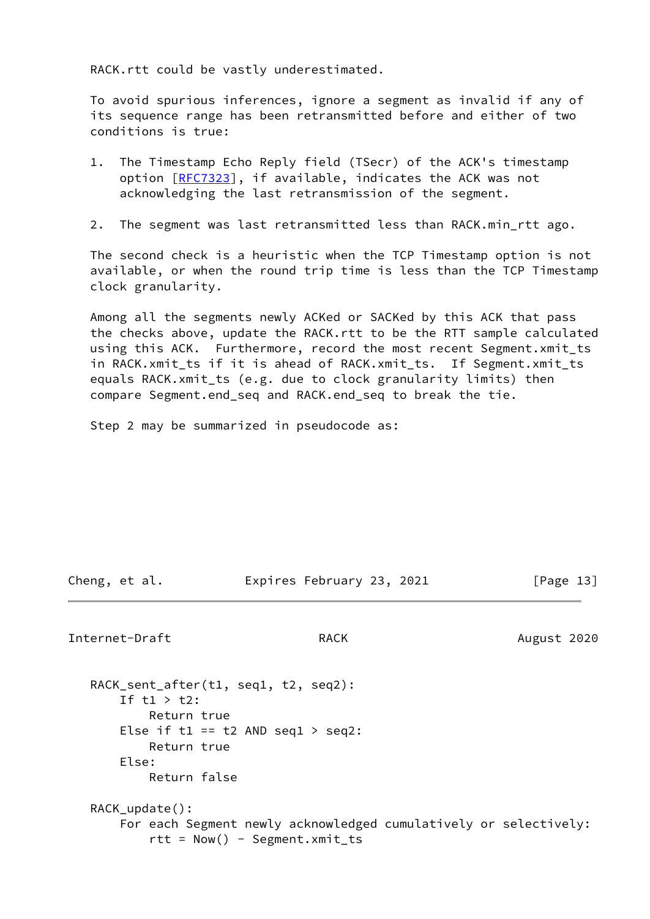RACK.rtt could be vastly underestimated.

To avoid spurious inferences, ignore a segment as invalid if any of its sequence range has been retransmitted before and either of two conditions is true:

1. The Timestamp Echo Reply field (TSecr) of the ACK's timestamp option [RFC7323], if available, indicates the ACK was not acknowledging the last retransmission of the segment.

2. The segment was last retransmitted less than RACK.min_rtt ago.

The second check is a heuristic when the TCP Timestamp option is not available, or when the round trip time is less than the TCP Timestamp clock granularity.

Among all the segments newly ACKed or SACKed by this ACK that pass the checks above, update the RACK.rtt to be the RTT sample calculated using this ACK. Furthermore, record the most recent Segment.xmit_ts in RACK.xmit_ts if it is ahead of RACK.xmit_ts. If Segment.xmit_ts equals RACK.xmit_ts (e.g. due to clock granularity limits) then compare Segment.end_seq and RACK.end_seq to break the tie.

Step 2 may be summarized in pseudocode as:

```
RACK_sent_after(t1, seq1, t2, seq2):
    If t1 > t2:
        Return true
    Else if t1 == t2 AND seq1 > seq2:
        Return true
    Else:
        Return false

RACK_update():
    For each Segment newly acknowledged cumulatively or selectively:
        rtt = Now() - Segment.xmit_ts
```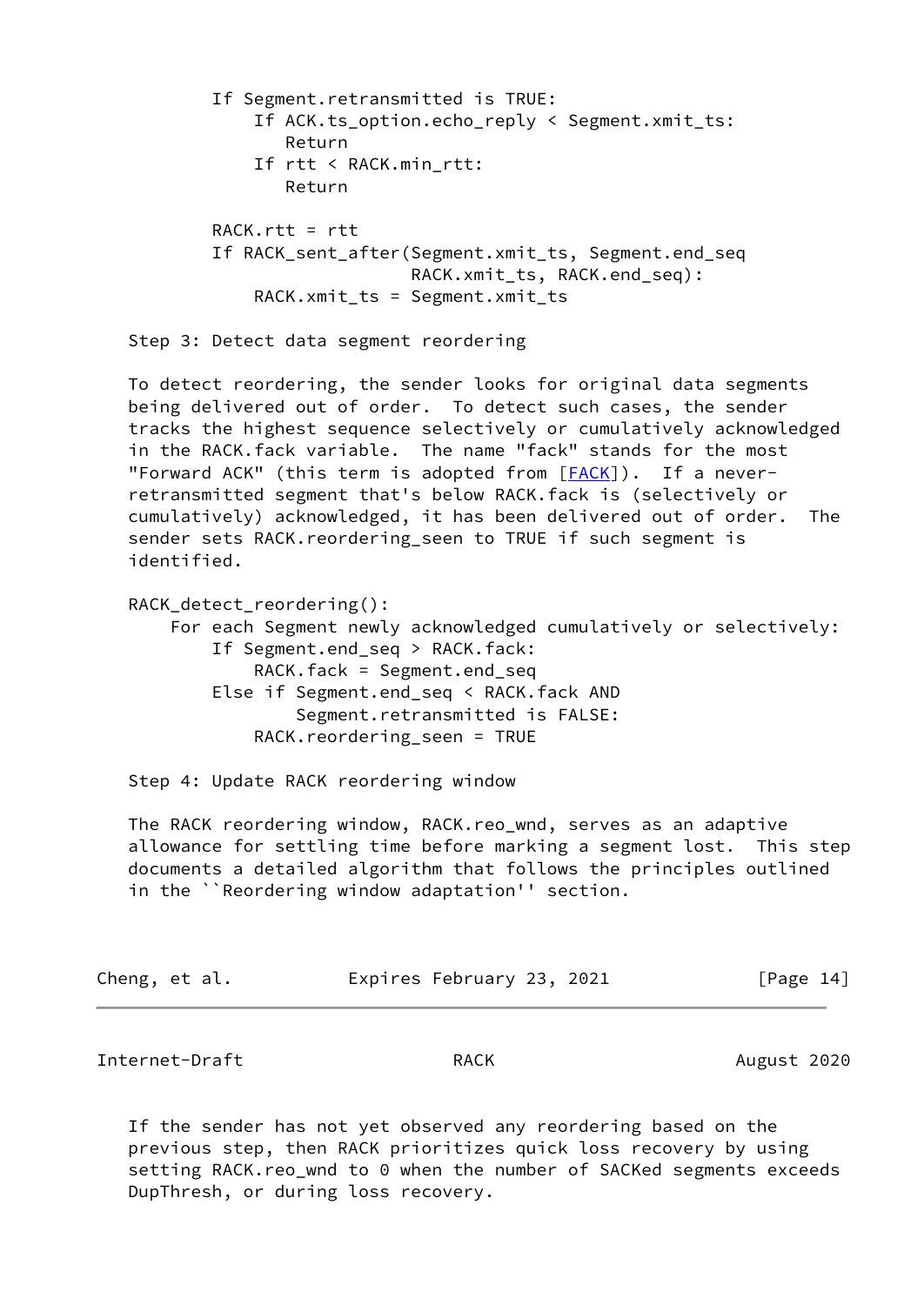```
        If Segment.retransmitted is TRUE:
            If ACK.ts_option.echo_reply < Segment.xmit_ts:
               Return
            If rtt < RACK.min_rtt:
               Return

        RACK.rtt = rtt
        If RACK_sent_after(Segment.xmit_ts, Segment.end_seq
                           RACK.xmit_ts, RACK.end_seq):
            RACK.xmit_ts = Segment.xmit_ts
```

Step 3: Detect data segment reordering

To detect reordering, the sender looks for original data segments being delivered out of order. To detect such cases, the sender tracks the highest sequence selectively or cumulatively acknowledged in the RACK.fack variable. The name "fack" stands for the most "Forward ACK" (this term is adopted from [FACK]). If a never-retransmitted segment that's below RACK.fack is (selectively or cumulatively) acknowledged, it has been delivered out of order. The sender sets RACK.reordering_seen to TRUE if such segment is identified.

```
RACK_detect_reordering():
    For each Segment newly acknowledged cumulatively or selectively:
        If Segment.end_seq > RACK.fack:
            RACK.fack = Segment.end_seq
        Else if Segment.end_seq < RACK.fack AND
                Segment.retransmitted is FALSE:
            RACK.reordering_seen = TRUE
```

Step 4: Update RACK reordering window

The RACK reordering window, RACK.reo_wnd, serves as an adaptive allowance for settling time before marking a segment lost. This step documents a detailed algorithm that follows the principles outlined in the ``Reordering window adaptation'' section.

If the sender has not yet observed any reordering based on the previous step, then RACK prioritizes quick loss recovery by using setting RACK.reo_wnd to 0 when the number of SACKed segments exceeds DupThresh, or during loss recovery.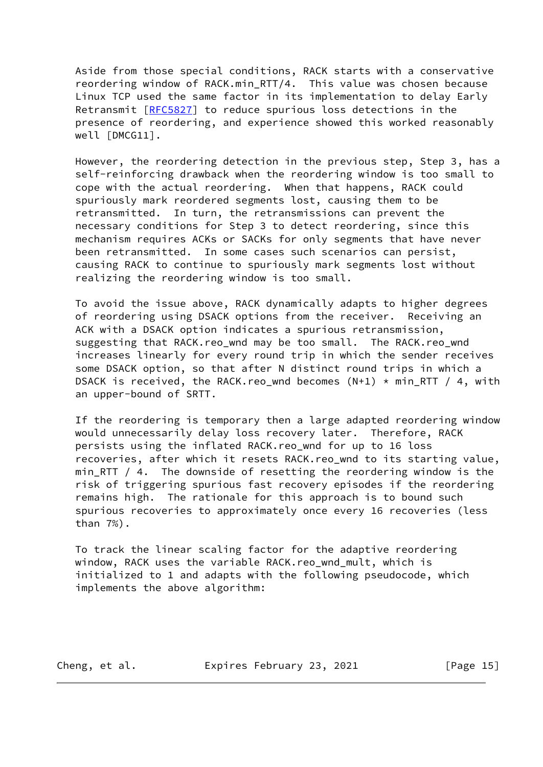Aside from those special conditions, RACK starts with a conservative reordering window of RACK.min_RTT/4. This value was chosen because Linux TCP used the same factor in its implementation to delay Early Retransmit [RFC5827] to reduce spurious loss detections in the presence of reordering, and experience showed this worked reasonably well [DMCG11].

However, the reordering detection in the previous step, Step 3, has a self-reinforcing drawback when the reordering window is too small to cope with the actual reordering. When that happens, RACK could spuriously mark reordered segments lost, causing them to be retransmitted. In turn, the retransmissions can prevent the necessary conditions for Step 3 to detect reordering, since this mechanism requires ACKs or SACKs for only segments that have never been retransmitted. In some cases such scenarios can persist, causing RACK to continue to spuriously mark segments lost without realizing the reordering window is too small.

To avoid the issue above, RACK dynamically adapts to higher degrees of reordering using DSACK options from the receiver. Receiving an ACK with a DSACK option indicates a spurious retransmission, suggesting that RACK.reo_wnd may be too small. The RACK.reo_wnd increases linearly for every round trip in which the sender receives some DSACK option, so that after N distinct round trips in which a DSACK is received, the RACK.reo_wnd becomes (N+1) * min_RTT / 4, with an upper-bound of SRTT.

If the reordering is temporary then a large adapted reordering window would unnecessarily delay loss recovery later. Therefore, RACK persists using the inflated RACK.reo_wnd for up to 16 loss recoveries, after which it resets RACK.reo_wnd to its starting value, min_RTT / 4. The downside of resetting the reordering window is the risk of triggering spurious fast recovery episodes if the reordering remains high. The rationale for this approach is to bound such spurious recoveries to approximately once every 16 recoveries (less than 7%).

To track the linear scaling factor for the adaptive reordering window, RACK uses the variable RACK.reo_wnd_mult, which is initialized to 1 and adapts with the following pseudocode, which implements the above algorithm: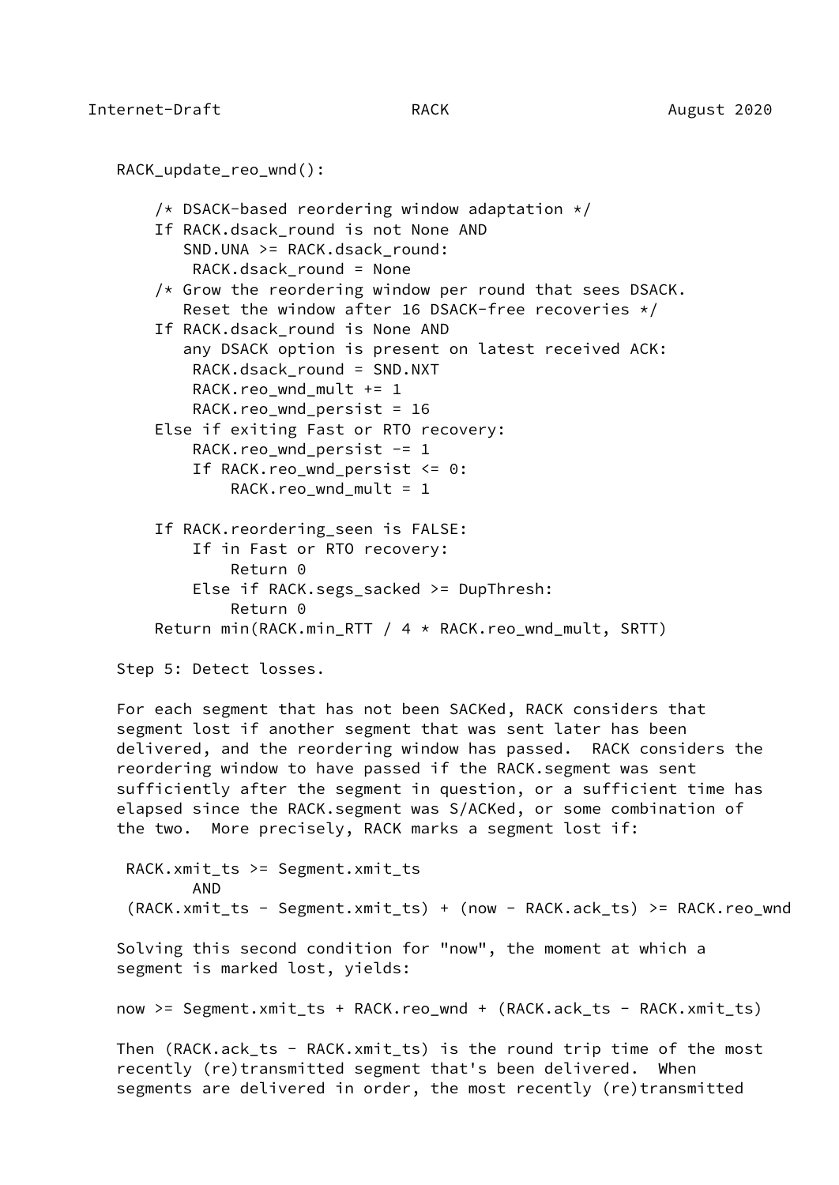```
RACK_update_reo_wnd():

    /* DSACK-based reordering window adaptation */
    If RACK.dsack_round is not None AND
       SND.UNA >= RACK.dsack_round:
        RACK.dsack_round = None
    /* Grow the reordering window per round that sees DSACK.
       Reset the window after 16 DSACK-free recoveries */
    If RACK.dsack_round is None AND
       any DSACK option is present on latest received ACK:
        RACK.dsack_round = SND.NXT
        RACK.reo_wnd_mult += 1
        RACK.reo_wnd_persist = 16
    Else if exiting Fast or RTO recovery:
        RACK.reo_wnd_persist -= 1
        If RACK.reo_wnd_persist <= 0:
            RACK.reo_wnd_mult = 1

    If RACK.reordering_seen is FALSE:
        If in Fast or RTO recovery:
            Return 0
        Else if RACK.segs_sacked >= DupThresh:
            Return 0
    Return min(RACK.min_RTT / 4 * RACK.reo_wnd_mult, SRTT)
```

Step 5: Detect losses.

For each segment that has not been SACKed, RACK considers that segment lost if another segment that was sent later has been delivered, and the reordering window has passed. RACK considers the reordering window to have passed if the RACK.segment was sent sufficiently after the segment in question, or a sufficient time has elapsed since the RACK.segment was S/ACKed, or some combination of the two. More precisely, RACK marks a segment lost if:

```
 RACK.xmit_ts >= Segment.xmit_ts
        AND
 (RACK.xmit_ts - Segment.xmit_ts) + (now - RACK.ack_ts) >= RACK.reo_wnd
```

Solving this second condition for "now", the moment at which a segment is marked lost, yields:

```
now >= Segment.xmit_ts + RACK.reo_wnd + (RACK.ack_ts - RACK.xmit_ts)
```

Then (RACK.ack_ts - RACK.xmit_ts) is the round trip time of the most recently (re)transmitted segment that's been delivered. When segments are delivered in order, the most recently (re)transmitted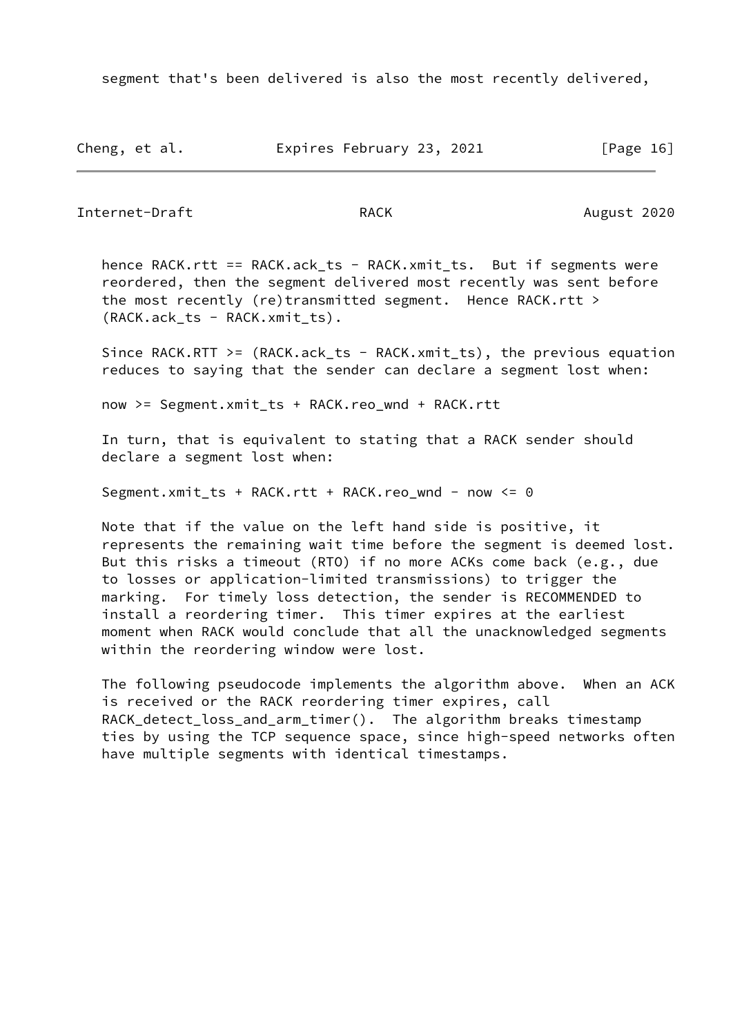segment that's been delivered is also the most recently delivered, hence RACK.rtt == RACK.ack_ts - RACK.xmit_ts. But if segments were reordered, then the segment delivered most recently was sent before the most recently (re)transmitted segment. Hence RACK.rtt > (RACK.ack_ts - RACK.xmit_ts).

Since RACK.RTT >= (RACK.ack_ts - RACK.xmit_ts), the previous equation reduces to saying that the sender can declare a segment lost when:

```
now >= Segment.xmit_ts + RACK.reo_wnd + RACK.rtt
```

In turn, that is equivalent to stating that a RACK sender should declare a segment lost when:

```
Segment.xmit_ts + RACK.rtt + RACK.reo_wnd - now <= 0
```

Note that if the value on the left hand side is positive, it represents the remaining wait time before the segment is deemed lost. But this risks a timeout (RTO) if no more ACKs come back (e.g., due to losses or application-limited transmissions) to trigger the marking. For timely loss detection, the sender is RECOMMENDED to install a reordering timer. This timer expires at the earliest moment when RACK would conclude that all the unacknowledged segments within the reordering window were lost.

The following pseudocode implements the algorithm above. When an ACK is received or the RACK reordering timer expires, call RACK_detect_loss_and_arm_timer(). The algorithm breaks timestamp ties by using the TCP sequence space, since high-speed networks often have multiple segments with identical timestamps.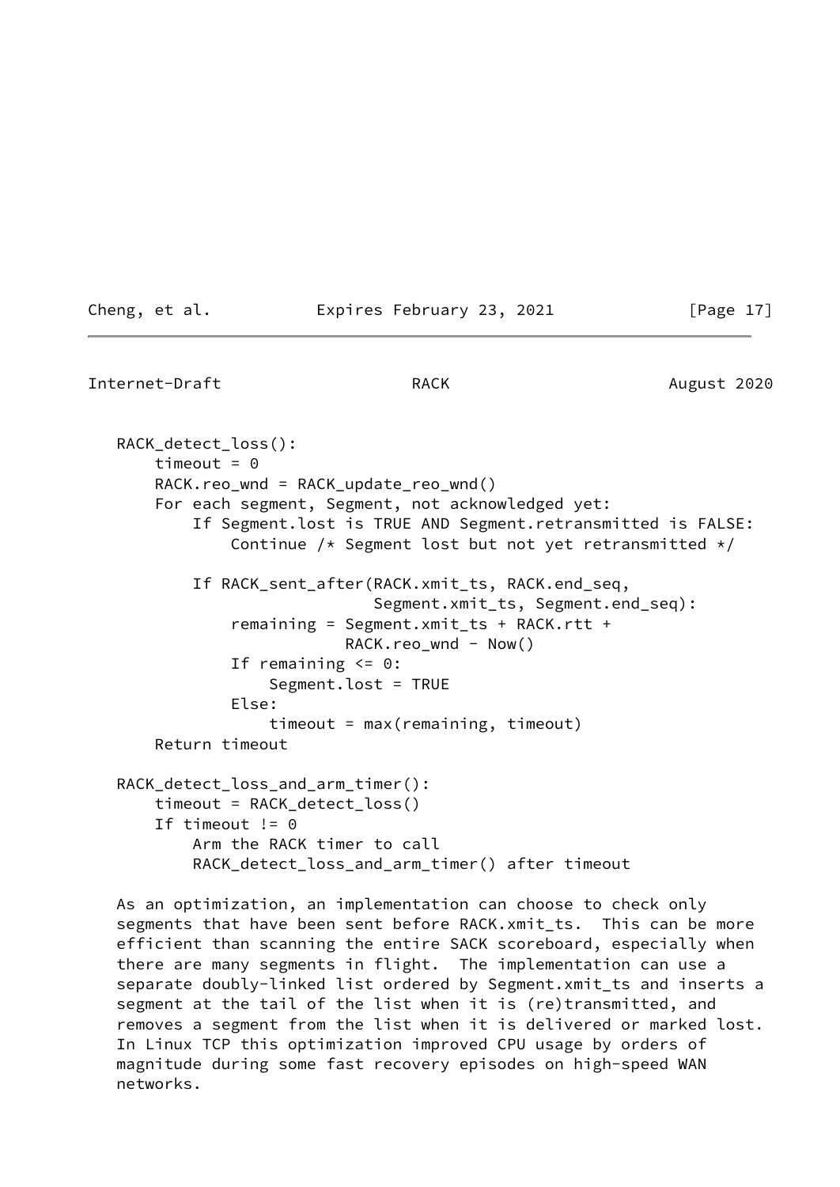```
RACK_detect_loss():
    timeout = 0
    RACK.reo_wnd = RACK_update_reo_wnd()
    For each segment, Segment, not acknowledged yet:
        If Segment.lost is TRUE AND Segment.retransmitted is FALSE:
            Continue /* Segment lost but not yet retransmitted */

        If RACK_sent_after(RACK.xmit_ts, RACK.end_seq,
                           Segment.xmit_ts, Segment.end_seq):
            remaining = Segment.xmit_ts + RACK.rtt +
                        RACK.reo_wnd - Now()
            If remaining <= 0:
                Segment.lost = TRUE
            Else:
                timeout = max(remaining, timeout)
    Return timeout

RACK_detect_loss_and_arm_timer():
    timeout = RACK_detect_loss()
    If timeout != 0
        Arm the RACK timer to call
        RACK_detect_loss_and_arm_timer() after timeout
```

As an optimization, an implementation can choose to check only segments that have been sent before RACK.xmit_ts. This can be more efficient than scanning the entire SACK scoreboard, especially when there are many segments in flight. The implementation can use a separate doubly-linked list ordered by Segment.xmit_ts and inserts a segment at the tail of the list when it is (re)transmitted, and removes a segment from the list when it is delivered or marked lost. In Linux TCP this optimization improved CPU usage by orders of magnitude during some fast recovery episodes on high-speed WAN networks.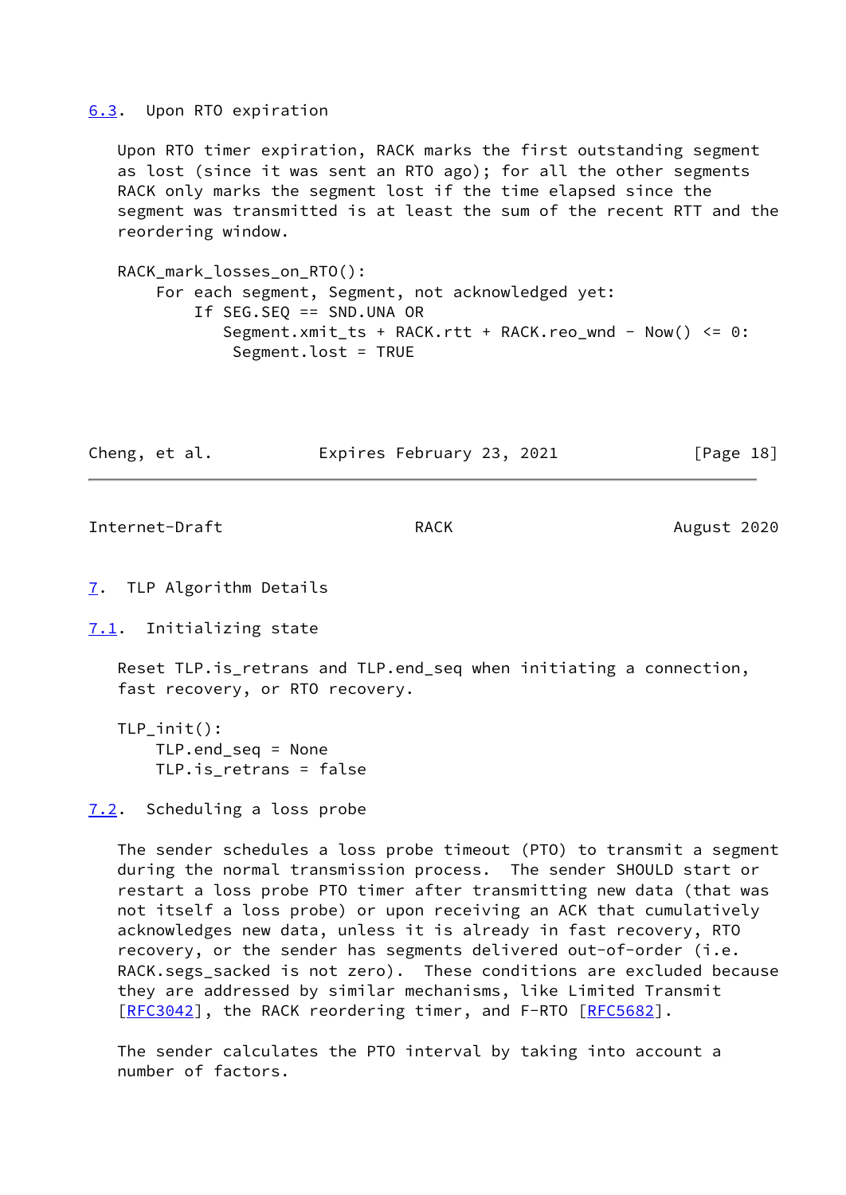### 6.3. Upon RTO expiration

Upon RTO timer expiration, RACK marks the first outstanding segment as lost (since it was sent an RTO ago); for all the other segments RACK only marks the segment lost if the time elapsed since the segment was transmitted is at least the sum of the recent RTT and the reordering window.

```
RACK_mark_losses_on_RTO():
    For each segment, Segment, not acknowledged yet:
        If SEG.SEQ == SND.UNA OR
           Segment.xmit_ts + RACK.rtt + RACK.reo_wnd - Now() <= 0:
            Segment.lost = TRUE
```

## 7. TLP Algorithm Details

### 7.1. Initializing state

Reset TLP.is_retrans and TLP.end_seq when initiating a connection, fast recovery, or RTO recovery.

```
TLP_init():
    TLP.end_seq = None
    TLP.is_retrans = false
```

### 7.2. Scheduling a loss probe

The sender schedules a loss probe timeout (PTO) to transmit a segment during the normal transmission process. The sender SHOULD start or restart a loss probe PTO timer after transmitting new data (that was not itself a loss probe) or upon receiving an ACK that cumulatively acknowledges new data, unless it is already in fast recovery, RTO recovery, or the sender has segments delivered out-of-order (i.e. RACK.segs_sacked is not zero). These conditions are excluded because they are addressed by similar mechanisms, like Limited Transmit [RFC3042], the RACK reordering timer, and F-RTO [RFC5682].

The sender calculates the PTO interval by taking into account a number of factors.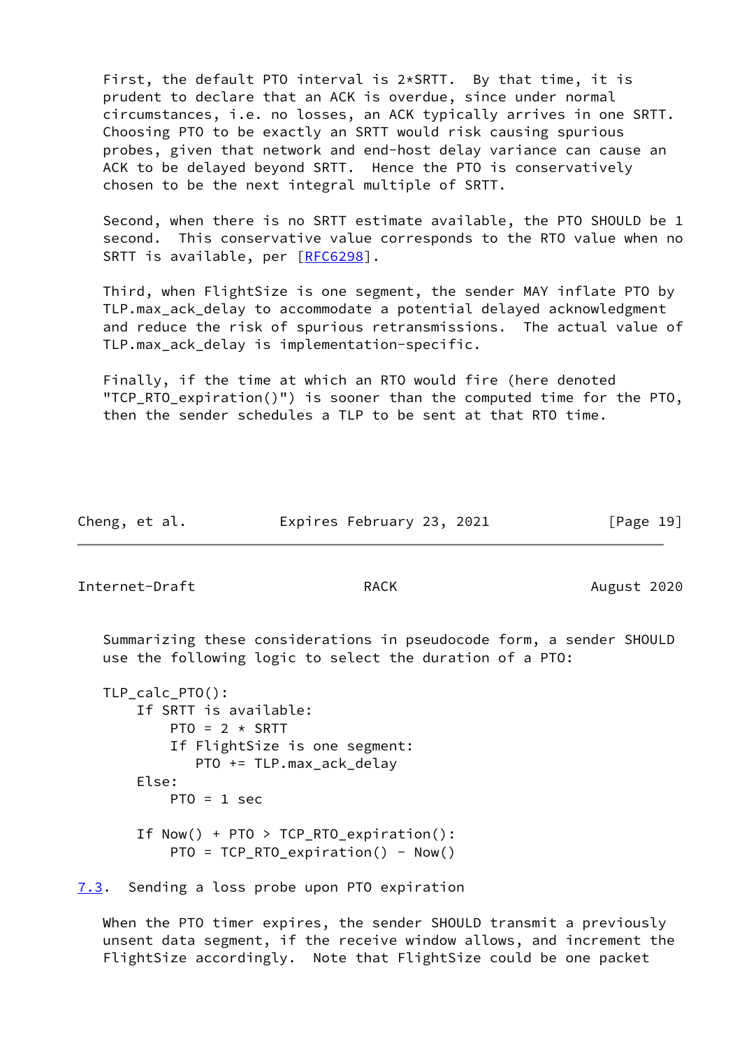First, the default PTO interval is 2*SRTT. By that time, it is prudent to declare that an ACK is overdue, since under normal circumstances, i.e. no losses, an ACK typically arrives in one SRTT. Choosing PTO to be exactly an SRTT would risk causing spurious probes, given that network and end-host delay variance can cause an ACK to be delayed beyond SRTT. Hence the PTO is conservatively chosen to be the next integral multiple of SRTT.

Second, when there is no SRTT estimate available, the PTO SHOULD be 1 second. This conservative value corresponds to the RTO value when no SRTT is available, per [RFC6298].

Third, when FlightSize is one segment, the sender MAY inflate PTO by TLP.max_ack_delay to accommodate a potential delayed acknowledgment and reduce the risk of spurious retransmissions. The actual value of TLP.max_ack_delay is implementation-specific.

Finally, if the time at which an RTO would fire (here denoted "TCP_RTO_expiration()") is sooner than the computed time for the PTO, then the sender schedules a TLP to be sent at that RTO time.

Summarizing these considerations in pseudocode form, a sender SHOULD use the following logic to select the duration of a PTO:

```
TLP_calc_PTO():
    If SRTT is available:
        PTO = 2 * SRTT
        If FlightSize is one segment:
           PTO += TLP.max_ack_delay
    Else:
        PTO = 1 sec

    If Now() + PTO > TCP_RTO_expiration():
        PTO = TCP_RTO_expiration() - Now()
```

## 7.3. Sending a loss probe upon PTO expiration

When the PTO timer expires, the sender SHOULD transmit a previously unsent data segment, if the receive window allows, and increment the FlightSize accordingly. Note that FlightSize could be one packet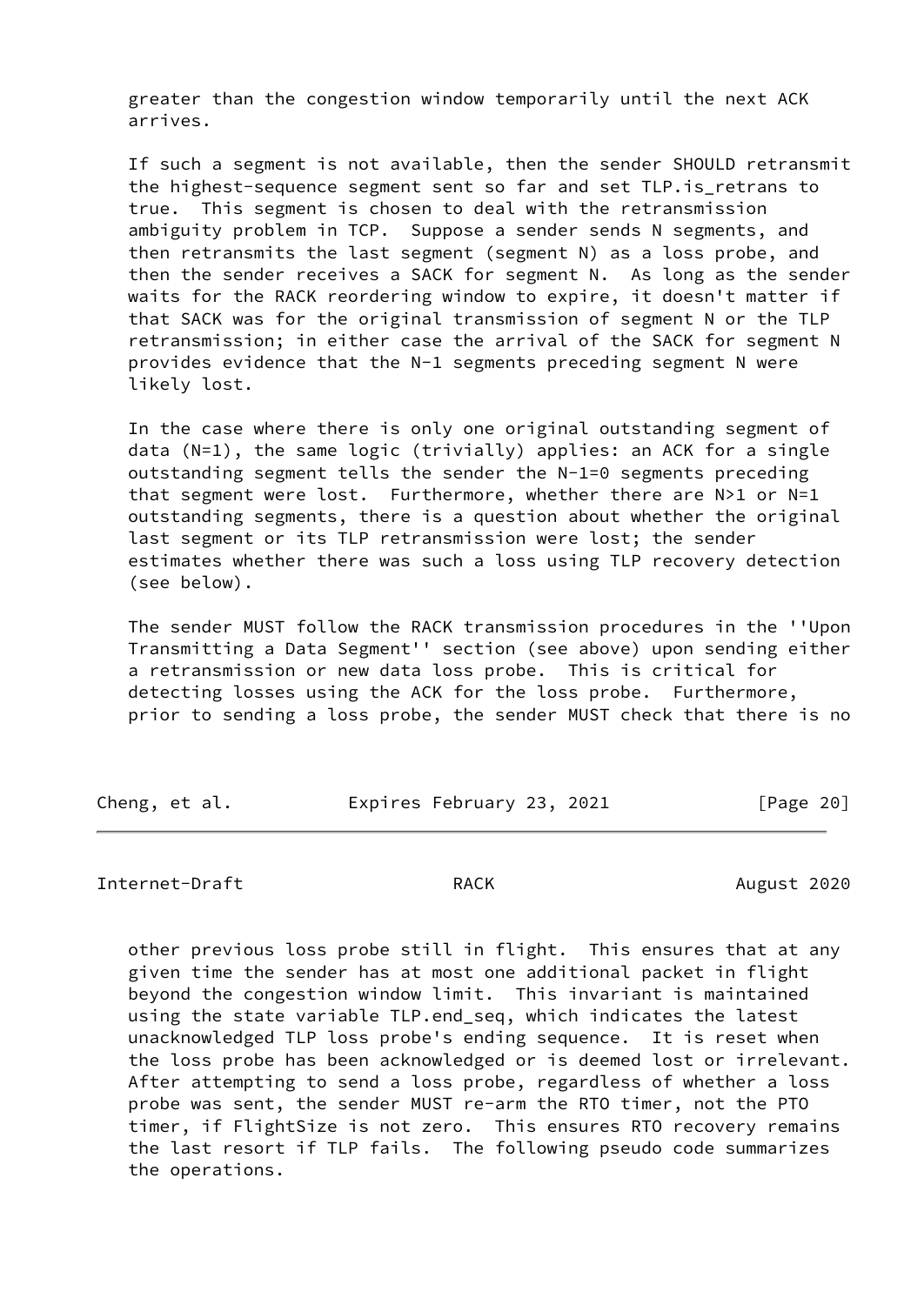greater than the congestion window temporarily until the next ACK arrives.

If such a segment is not available, then the sender SHOULD retransmit the highest-sequence segment sent so far and set TLP.is_retrans to true. This segment is chosen to deal with the retransmission ambiguity problem in TCP. Suppose a sender sends N segments, and then retransmits the last segment (segment N) as a loss probe, and then the sender receives a SACK for segment N. As long as the sender waits for the RACK reordering window to expire, it doesn't matter if that SACK was for the original transmission of segment N or the TLP retransmission; in either case the arrival of the SACK for segment N provides evidence that the N-1 segments preceding segment N were likely lost.

In the case where there is only one original outstanding segment of data (N=1), the same logic (trivially) applies: an ACK for a single outstanding segment tells the sender the N-1=0 segments preceding that segment were lost. Furthermore, whether there are N>1 or N=1 outstanding segments, there is a question about whether the original last segment or its TLP retransmission were lost; the sender estimates whether there was such a loss using TLP recovery detection (see below).

The sender MUST follow the RACK transmission procedures in the ''Upon Transmitting a Data Segment'' section (see above) upon sending either a retransmission or new data loss probe. This is critical for detecting losses using the ACK for the loss probe. Furthermore, prior to sending a loss probe, the sender MUST check that there is no other previous loss probe still in flight. This ensures that at any given time the sender has at most one additional packet in flight beyond the congestion window limit. This invariant is maintained using the state variable TLP.end_seq, which indicates the latest unacknowledged TLP loss probe's ending sequence. It is reset when the loss probe has been acknowledged or is deemed lost or irrelevant. After attempting to send a loss probe, regardless of whether a loss probe was sent, the sender MUST re-arm the RTO timer, not the PTO timer, if FlightSize is not zero. This ensures RTO recovery remains the last resort if TLP fails. The following pseudo code summarizes the operations.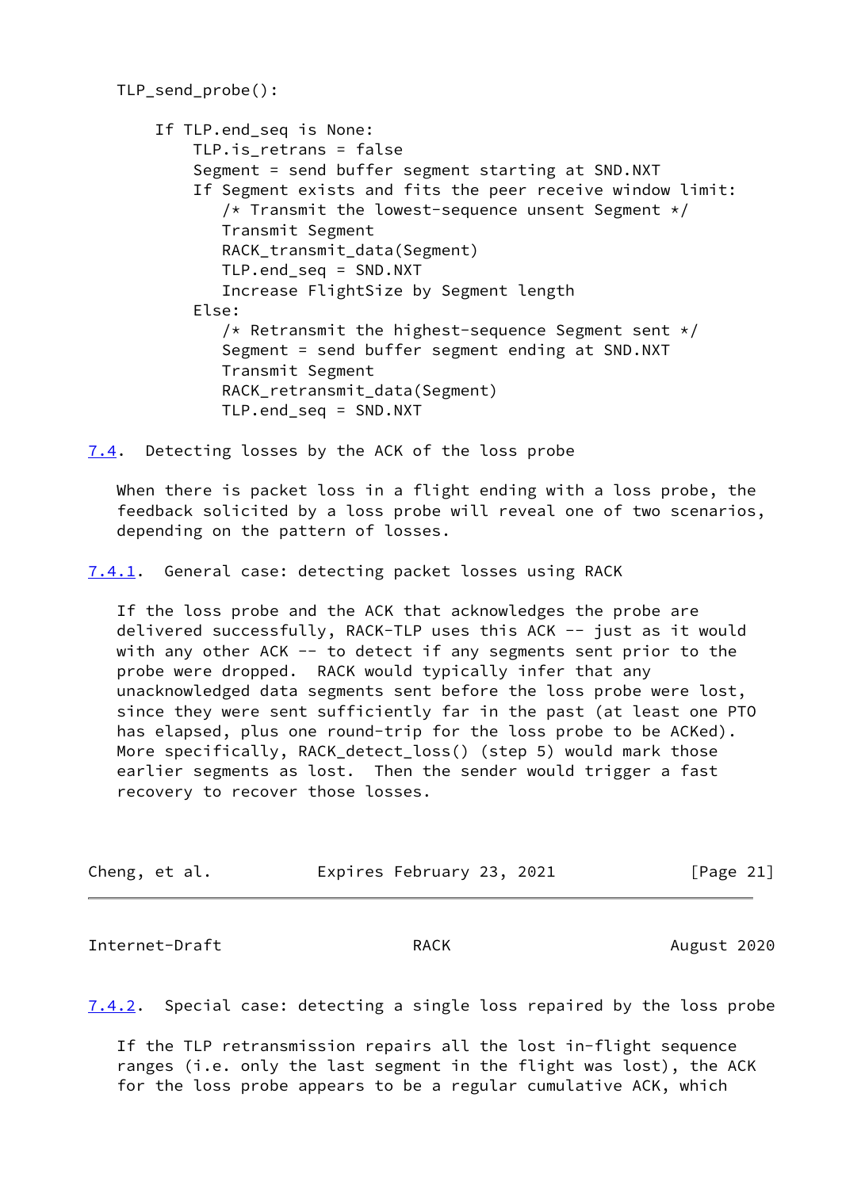```
TLP_send_probe():

     If TLP.end_seq is None:
         TLP.is_retrans = false
         Segment = send buffer segment starting at SND.NXT
         If Segment exists and fits the peer receive window limit:
            /* Transmit the lowest-sequence unsent Segment */
            Transmit Segment
            RACK_transmit_data(Segment)
            TLP.end_seq = SND.NXT
            Increase FlightSize by Segment length
         Else:
            /* Retransmit the highest-sequence Segment sent */
            Segment = send buffer segment ending at SND.NXT
            Transmit Segment
            RACK_retransmit_data(Segment)
            TLP.end_seq = SND.NXT
```

### 7.4. Detecting losses by the ACK of the loss probe

When there is packet loss in a flight ending with a loss probe, the feedback solicited by a loss probe will reveal one of two scenarios, depending on the pattern of losses.

#### 7.4.1. General case: detecting packet losses using RACK

If the loss probe and the ACK that acknowledges the probe are delivered successfully, RACK-TLP uses this ACK -- just as it would with any other ACK -- to detect if any segments sent prior to the probe were dropped. RACK would typically infer that any unacknowledged data segments sent before the loss probe were lost, since they were sent sufficiently far in the past (at least one PTO has elapsed, plus one round-trip for the loss probe to be ACKed). More specifically, RACK_detect_loss() (step 5) would mark those earlier segments as lost. Then the sender would trigger a fast recovery to recover those losses.

#### 7.4.2. Special case: detecting a single loss repaired by the loss probe

If the TLP retransmission repairs all the lost in-flight sequence ranges (i.e. only the last segment in the flight was lost), the ACK for the loss probe appears to be a regular cumulative ACK, which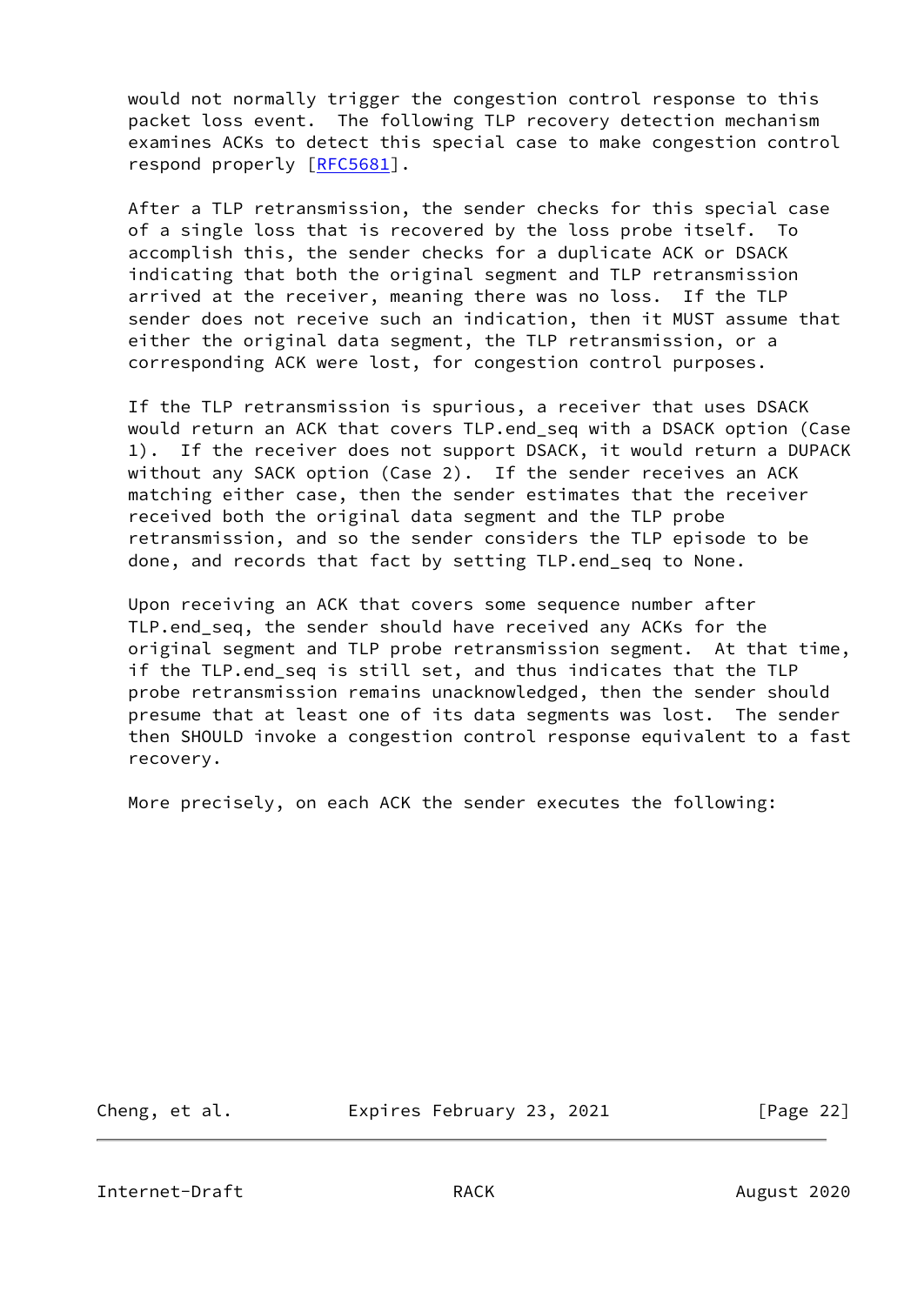would not normally trigger the congestion control response to this packet loss event. The following TLP recovery detection mechanism examines ACKs to detect this special case to make congestion control respond properly [RFC5681].

After a TLP retransmission, the sender checks for this special case of a single loss that is recovered by the loss probe itself. To accomplish this, the sender checks for a duplicate ACK or DSACK indicating that both the original segment and TLP retransmission arrived at the receiver, meaning there was no loss. If the TLP sender does not receive such an indication, then it MUST assume that either the original data segment, the TLP retransmission, or a corresponding ACK were lost, for congestion control purposes.

If the TLP retransmission is spurious, a receiver that uses DSACK would return an ACK that covers TLP.end_seq with a DSACK option (Case 1). If the receiver does not support DSACK, it would return a DUPACK without any SACK option (Case 2). If the sender receives an ACK matching either case, then the sender estimates that the receiver received both the original data segment and the TLP probe retransmission, and so the sender considers the TLP episode to be done, and records that fact by setting TLP.end_seq to None.

Upon receiving an ACK that covers some sequence number after TLP.end_seq, the sender should have received any ACKs for the original segment and TLP probe retransmission segment. At that time, if the TLP.end_seq is still set, and thus indicates that the TLP probe retransmission remains unacknowledged, then the sender should presume that at least one of its data segments was lost. The sender then SHOULD invoke a congestion control response equivalent to a fast recovery.

More precisely, on each ACK the sender executes the following: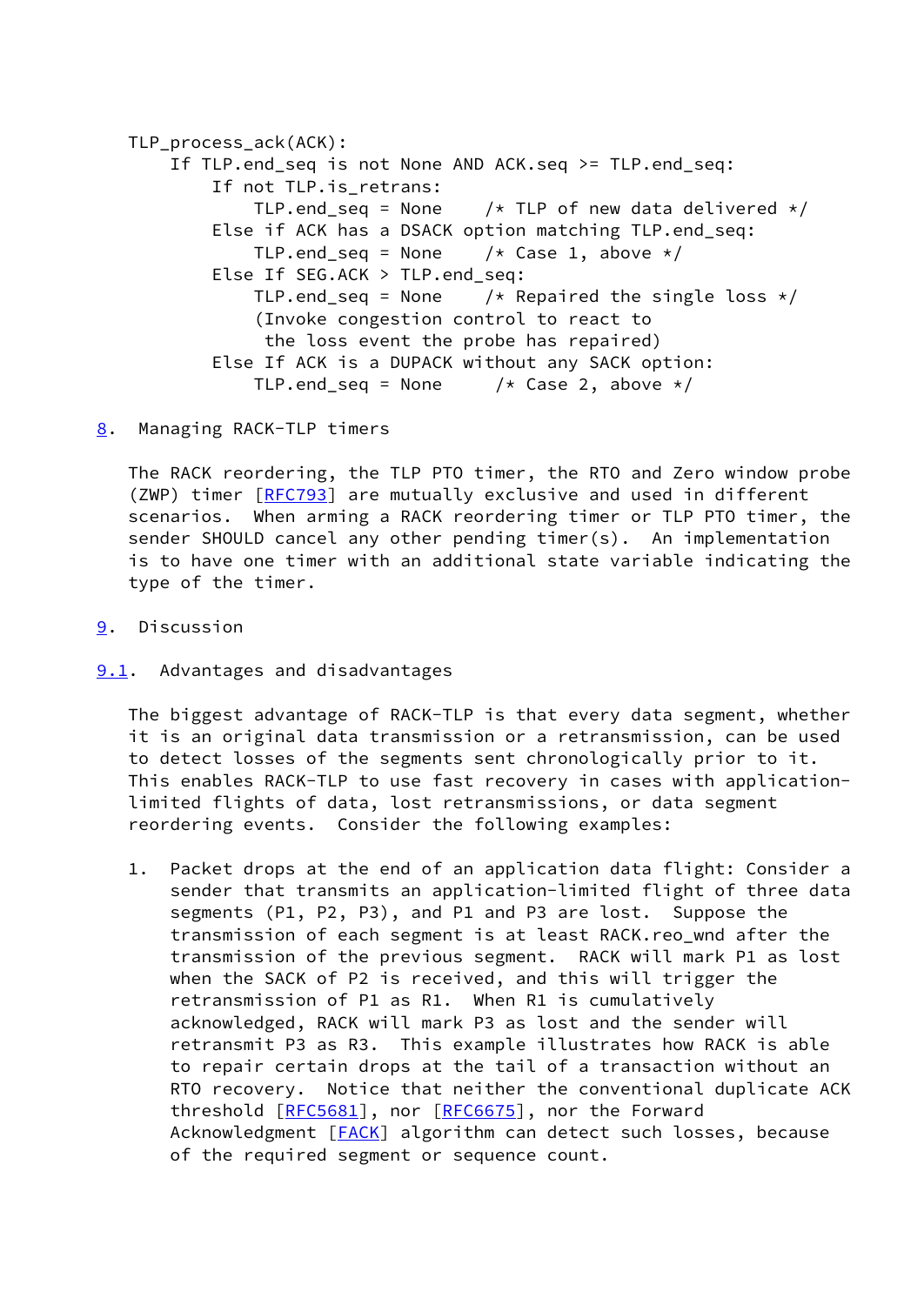```
TLP_process_ack(ACK):
    If TLP.end_seq is not None AND ACK.seq >= TLP.end_seq:
        If not TLP.is_retrans:
            TLP.end_seq = None    /* TLP of new data delivered */
        Else if ACK has a DSACK option matching TLP.end_seq:
            TLP.end_seq = None    /* Case 1, above */
        Else If SEG.ACK > TLP.end_seq:
            TLP.end_seq = None    /* Repaired the single loss */
            (Invoke congestion control to react to
             the loss event the probe has repaired)
        Else If ACK is a DUPACK without any SACK option:
            TLP.end_seq = None     /* Case 2, above */
```

## 8. Managing RACK-TLP timers

The RACK reordering, the TLP PTO timer, the RTO and Zero window probe (ZWP) timer [RFC793] are mutually exclusive and used in different scenarios. When arming a RACK reordering timer or TLP PTO timer, the sender SHOULD cancel any other pending timer(s). An implementation is to have one timer with an additional state variable indicating the type of the timer.

## 9. Discussion

### 9.1. Advantages and disadvantages

The biggest advantage of RACK-TLP is that every data segment, whether it is an original data transmission or a retransmission, can be used to detect losses of the segments sent chronologically prior to it. This enables RACK-TLP to use fast recovery in cases with application-limited flights of data, lost retransmissions, or data segment reordering events. Consider the following examples:

1. Packet drops at the end of an application data flight: Consider a sender that transmits an application-limited flight of three data segments (P1, P2, P3), and P1 and P3 are lost. Suppose the transmission of each segment is at least RACK.reo_wnd after the transmission of the previous segment. RACK will mark P1 as lost when the SACK of P2 is received, and this will trigger the retransmission of P1 as R1. When R1 is cumulatively acknowledged, RACK will mark P3 as lost and the sender will retransmit P3 as R3. This example illustrates how RACK is able to repair certain drops at the tail of a transaction without an RTO recovery. Notice that neither the conventional duplicate ACK threshold [RFC5681], nor [RFC6675], nor the Forward Acknowledgment [FACK] algorithm can detect such losses, because of the required segment or sequence count.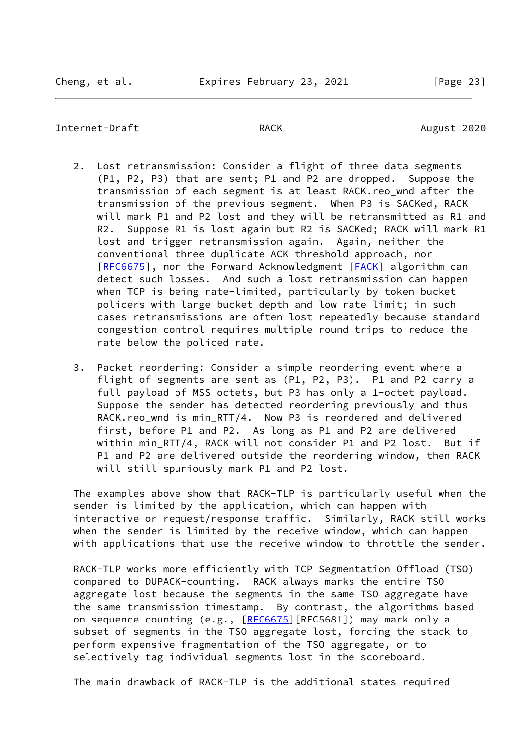2. Lost retransmission: Consider a flight of three data segments (P1, P2, P3) that are sent; P1 and P2 are dropped. Suppose the transmission of each segment is at least RACK.reo_wnd after the transmission of the previous segment. When P3 is SACKed, RACK will mark P1 and P2 lost and they will be retransmitted as R1 and R2. Suppose R1 is lost again but R2 is SACKed; RACK will mark R1 lost and trigger retransmission again. Again, neither the conventional three duplicate ACK threshold approach, nor [RFC6675], nor the Forward Acknowledgment [FACK] algorithm can detect such losses. And such a lost retransmission can happen when TCP is being rate-limited, particularly by token bucket policers with large bucket depth and low rate limit; in such cases retransmissions are often lost repeatedly because standard congestion control requires multiple round trips to reduce the rate below the policed rate.

3. Packet reordering: Consider a simple reordering event where a flight of segments are sent as (P1, P2, P3). P1 and P2 carry a full payload of MSS octets, but P3 has only a 1-octet payload. Suppose the sender has detected reordering previously and thus RACK.reo_wnd is min_RTT/4. Now P3 is reordered and delivered first, before P1 and P2. As long as P1 and P2 are delivered within min_RTT/4, RACK will not consider P1 and P2 lost. But if P1 and P2 are delivered outside the reordering window, then RACK will still spuriously mark P1 and P2 lost.

The examples above show that RACK-TLP is particularly useful when the sender is limited by the application, which can happen with interactive or request/response traffic. Similarly, RACK still works when the sender is limited by the receive window, which can happen with applications that use the receive window to throttle the sender.

RACK-TLP works more efficiently with TCP Segmentation Offload (TSO) compared to DUPACK-counting. RACK always marks the entire TSO aggregate lost because the segments in the same TSO aggregate have the same transmission timestamp. By contrast, the algorithms based on sequence counting (e.g., [RFC6675][RFC5681]) may mark only a subset of segments in the TSO aggregate lost, forcing the stack to perform expensive fragmentation of the TSO aggregate, or to selectively tag individual segments lost in the scoreboard.

The main drawback of RACK-TLP is the additional states required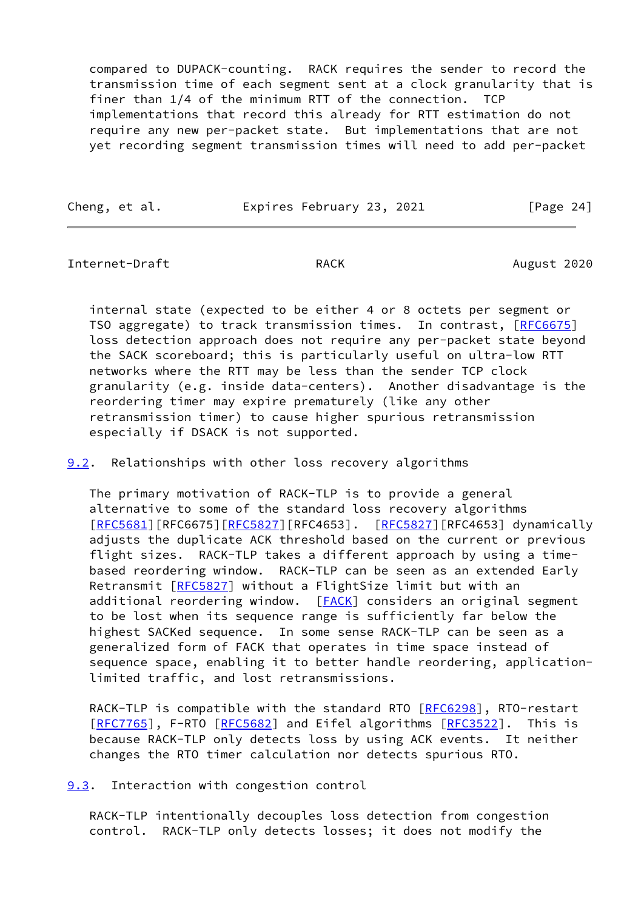compared to DUPACK-counting. RACK requires the sender to record the transmission time of each segment sent at a clock granularity that is finer than 1/4 of the minimum RTT of the connection. TCP implementations that record this already for RTT estimation do not require any new per-packet state. But implementations that are not yet recording segment transmission times will need to add per-packet internal state (expected to be either 4 or 8 octets per segment or TSO aggregate) to track transmission times. In contrast, [RFC6675] loss detection approach does not require any per-packet state beyond the SACK scoreboard; this is particularly useful on ultra-low RTT networks where the RTT may be less than the sender TCP clock granularity (e.g. inside data-centers). Another disadvantage is the reordering timer may expire prematurely (like any other retransmission timer) to cause higher spurious retransmission especially if DSACK is not supported.

## 9.2. Relationships with other loss recovery algorithms

The primary motivation of RACK-TLP is to provide a general alternative to some of the standard loss recovery algorithms [RFC5681][RFC6675][RFC5827][RFC4653]. [RFC5827][RFC4653] dynamically adjusts the duplicate ACK threshold based on the current or previous flight sizes. RACK-TLP takes a different approach by using a time-based reordering window. RACK-TLP can be seen as an extended Early Retransmit [RFC5827] without a FlightSize limit but with an additional reordering window. [FACK] considers an original segment to be lost when its sequence range is sufficiently far below the highest SACKed sequence. In some sense RACK-TLP can be seen as a generalized form of FACK that operates in time space instead of sequence space, enabling it to better handle reordering, application-limited traffic, and lost retransmissions.

RACK-TLP is compatible with the standard RTO [RFC6298], RTO-restart [RFC7765], F-RTO [RFC5682] and Eifel algorithms [RFC3522]. This is because RACK-TLP only detects loss by using ACK events. It neither changes the RTO timer calculation nor detects spurious RTO.

## 9.3. Interaction with congestion control

RACK-TLP intentionally decouples loss detection from congestion control. RACK-TLP only detects losses; it does not modify the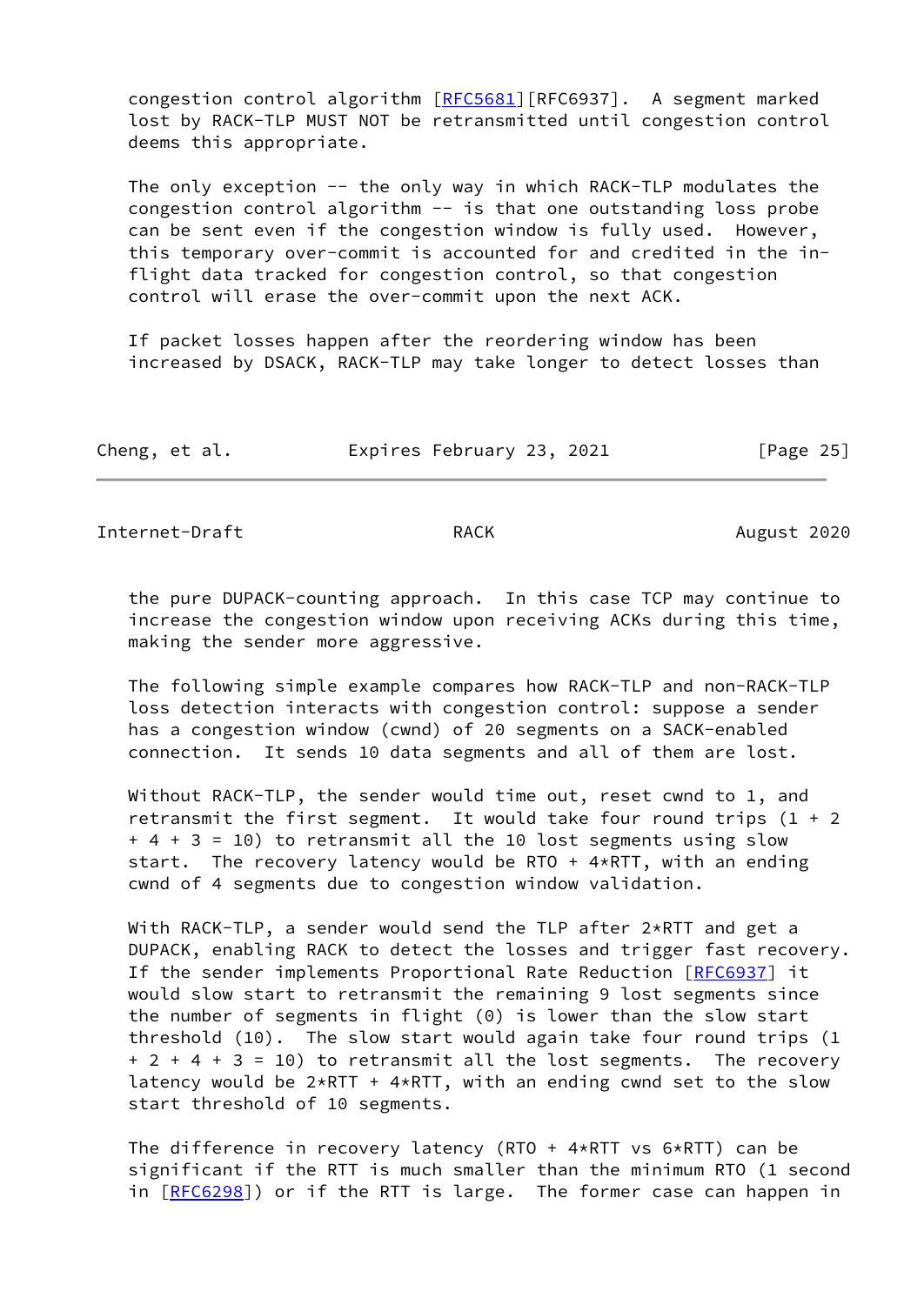congestion control algorithm [RFC5681][RFC6937]. A segment marked lost by RACK-TLP MUST NOT be retransmitted until congestion control deems this appropriate.

The only exception -- the only way in which RACK-TLP modulates the congestion control algorithm -- is that one outstanding loss probe can be sent even if the congestion window is fully used. However, this temporary over-commit is accounted for and credited in the in-flight data tracked for congestion control, so that congestion control will erase the over-commit upon the next ACK.

If packet losses happen after the reordering window has been increased by DSACK, RACK-TLP may take longer to detect losses than the pure DUPACK-counting approach. In this case TCP may continue to increase the congestion window upon receiving ACKs during this time, making the sender more aggressive.

The following simple example compares how RACK-TLP and non-RACK-TLP loss detection interacts with congestion control: suppose a sender has a congestion window (cwnd) of 20 segments on a SACK-enabled connection. It sends 10 data segments and all of them are lost.

Without RACK-TLP, the sender would time out, reset cwnd to 1, and retransmit the first segment. It would take four round trips (1 + 2 + 4 + 3 = 10) to retransmit all the 10 lost segments using slow start. The recovery latency would be RTO + 4*RTT, with an ending cwnd of 4 segments due to congestion window validation.

With RACK-TLP, a sender would send the TLP after 2*RTT and get a DUPACK, enabling RACK to detect the losses and trigger fast recovery. If the sender implements Proportional Rate Reduction [RFC6937] it would slow start to retransmit the remaining 9 lost segments since the number of segments in flight (0) is lower than the slow start threshold (10). The slow start would again take four round trips (1 + 2 + 4 + 3 = 10) to retransmit all the lost segments. The recovery latency would be 2*RTT + 4*RTT, with an ending cwnd set to the slow start threshold of 10 segments.

The difference in recovery latency (RTO + 4*RTT vs 6*RTT) can be significant if the RTT is much smaller than the minimum RTO (1 second in [RFC6298]) or if the RTT is large. The former case can happen in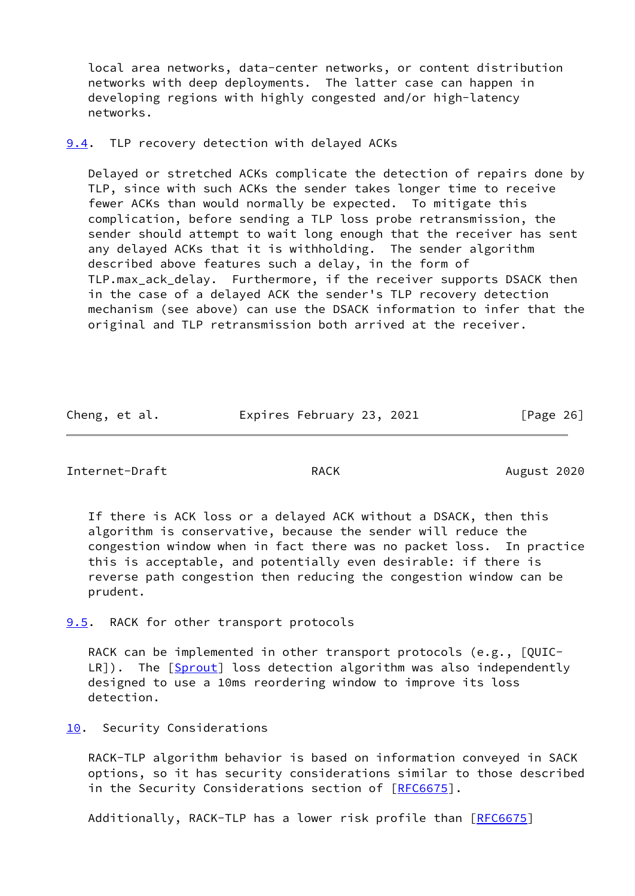local area networks, data-center networks, or content distribution networks with deep deployments. The latter case can happen in developing regions with highly congested and/or high-latency networks.

### 9.4. TLP recovery detection with delayed ACKs

Delayed or stretched ACKs complicate the detection of repairs done by TLP, since with such ACKs the sender takes longer time to receive fewer ACKs than would normally be expected. To mitigate this complication, before sending a TLP loss probe retransmission, the sender should attempt to wait long enough that the receiver has sent any delayed ACKs that it is withholding. The sender algorithm described above features such a delay, in the form of TLP.max_ack_delay. Furthermore, if the receiver supports DSACK then in the case of a delayed ACK the sender's TLP recovery detection mechanism (see above) can use the DSACK information to infer that the original and TLP retransmission both arrived at the receiver.

If there is ACK loss or a delayed ACK without a DSACK, then this algorithm is conservative, because the sender will reduce the congestion window when in fact there was no packet loss. In practice this is acceptable, and potentially even desirable: if there is reverse path congestion then reducing the congestion window can be prudent.

### 9.5. RACK for other transport protocols

RACK can be implemented in other transport protocols (e.g., [QUIC-LR]). The [Sprout] loss detection algorithm was also independently designed to use a 10ms reordering window to improve its loss detection.

## 10. Security Considerations

RACK-TLP algorithm behavior is based on information conveyed in SACK options, so it has security considerations similar to those described in the Security Considerations section of [RFC6675].

Additionally, RACK-TLP has a lower risk profile than [RFC6675]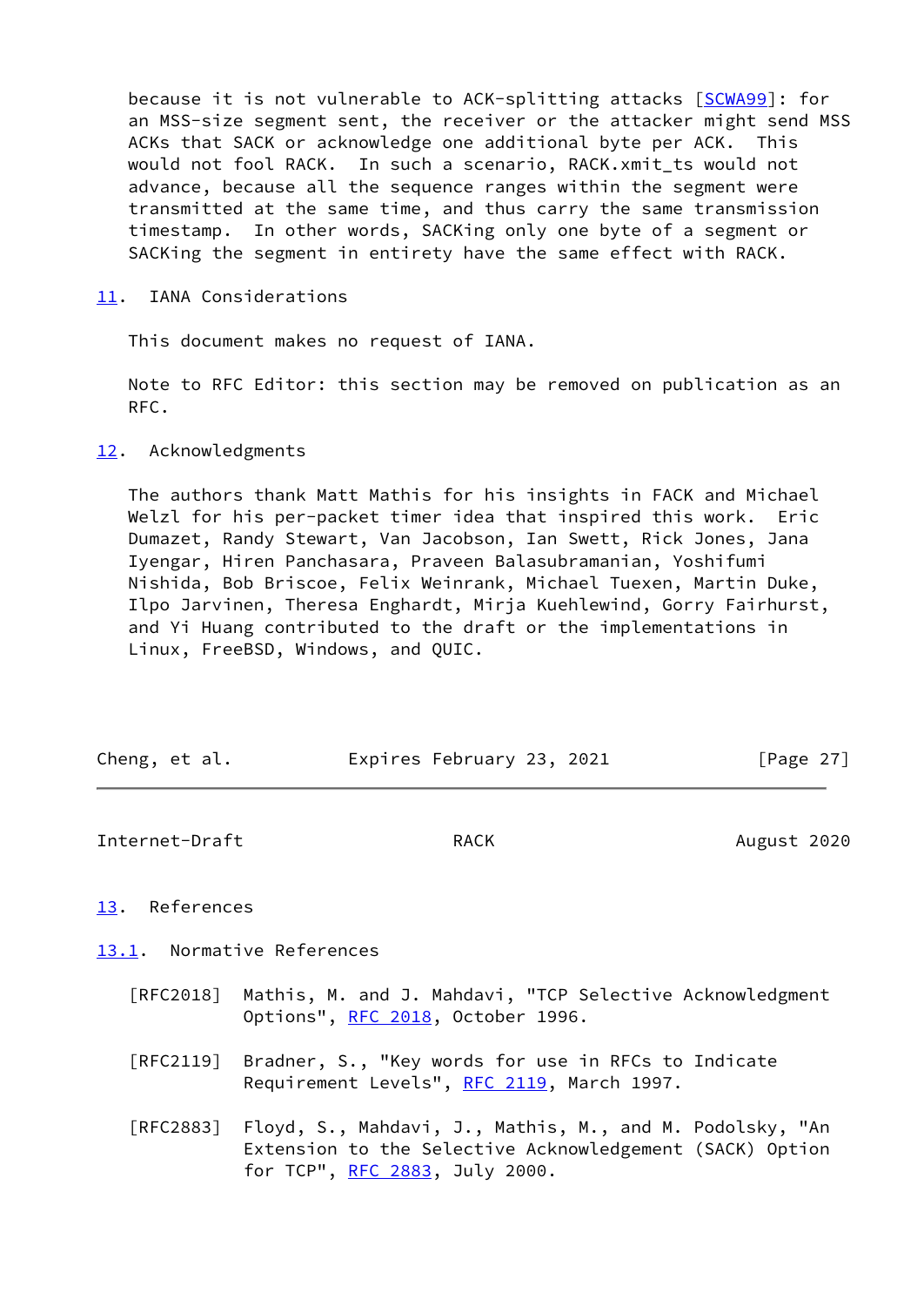because it is not vulnerable to ACK-splitting attacks [SCWA99]: for an MSS-size segment sent, the receiver or the attacker might send MSS ACKs that SACK or acknowledge one additional byte per ACK. This would not fool RACK. In such a scenario, RACK.xmit_ts would not advance, because all the sequence ranges within the segment were transmitted at the same time, and thus carry the same transmission timestamp. In other words, SACKing only one byte of a segment or SACKing the segment in entirety have the same effect with RACK.

## 11. IANA Considerations

This document makes no request of IANA.

Note to RFC Editor: this section may be removed on publication as an RFC.

## 12. Acknowledgments

The authors thank Matt Mathis for his insights in FACK and Michael Welzl for his per-packet timer idea that inspired this work. Eric Dumazet, Randy Stewart, Van Jacobson, Ian Swett, Rick Jones, Jana Iyengar, Hiren Panchasara, Praveen Balasubramanian, Yoshifumi Nishida, Bob Briscoe, Felix Weinrank, Michael Tuexen, Martin Duke, Ilpo Jarvinen, Theresa Enghardt, Mirja Kuehlewind, Gorry Fairhurst, and Yi Huang contributed to the draft or the implementations in Linux, FreeBSD, Windows, and QUIC.

## 13. References

### 13.1. Normative References

[RFC2018] Mathis, M. and J. Mahdavi, "TCP Selective Acknowledgment Options", RFC 2018, October 1996.

[RFC2119] Bradner, S., "Key words for use in RFCs to Indicate Requirement Levels", RFC 2119, March 1997.

[RFC2883] Floyd, S., Mahdavi, J., Mathis, M., and M. Podolsky, "An Extension to the Selective Acknowledgement (SACK) Option for TCP", RFC 2883, July 2000.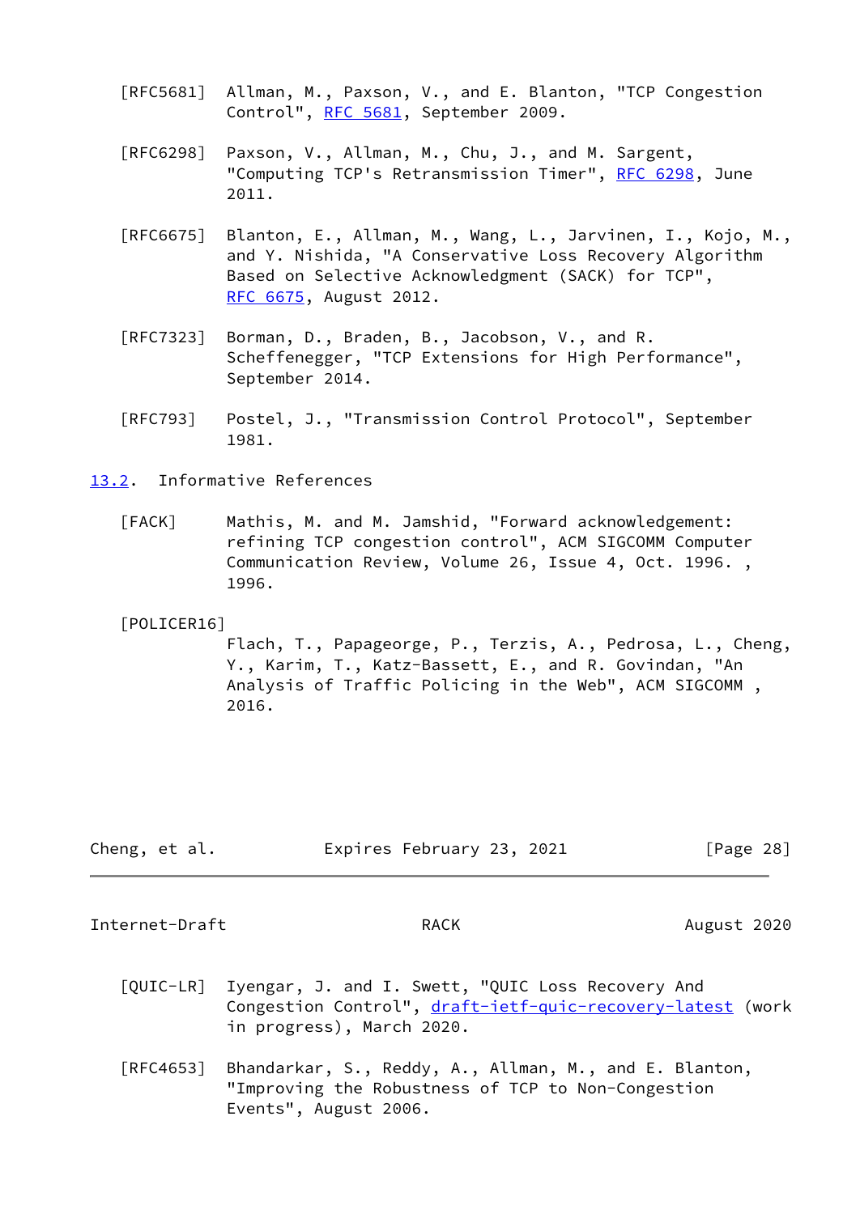[RFC5681] Allman, M., Paxson, V., and E. Blanton, "TCP Congestion Control", RFC 5681, September 2009.

[RFC6298] Paxson, V., Allman, M., Chu, J., and M. Sargent, "Computing TCP's Retransmission Timer", RFC 6298, June 2011.

[RFC6675] Blanton, E., Allman, M., Wang, L., Jarvinen, I., Kojo, M., and Y. Nishida, "A Conservative Loss Recovery Algorithm Based on Selective Acknowledgment (SACK) for TCP", RFC 6675, August 2012.

[RFC7323] Borman, D., Braden, B., Jacobson, V., and R. Scheffenegger, "TCP Extensions for High Performance", September 2014.

[RFC793] Postel, J., "Transmission Control Protocol", September 1981.

## 13.2. Informative References

[FACK] Mathis, M. and M. Jamshid, "Forward acknowledgement: refining TCP congestion control", ACM SIGCOMM Computer Communication Review, Volume 26, Issue 4, Oct. 1996. , 1996.

[POLICER16] Flach, T., Papageorge, P., Terzis, A., Pedrosa, L., Cheng, Y., Karim, T., Katz-Bassett, E., and R. Govindan, "An Analysis of Traffic Policing in the Web", ACM SIGCOMM , 2016.

[QUIC-LR] Iyengar, J. and I. Swett, "QUIC Loss Recovery And Congestion Control", draft-ietf-quic-recovery-latest (work in progress), March 2020.

[RFC4653] Bhandarkar, S., Reddy, A., Allman, M., and E. Blanton, "Improving the Robustness of TCP to Non-Congestion Events", August 2006.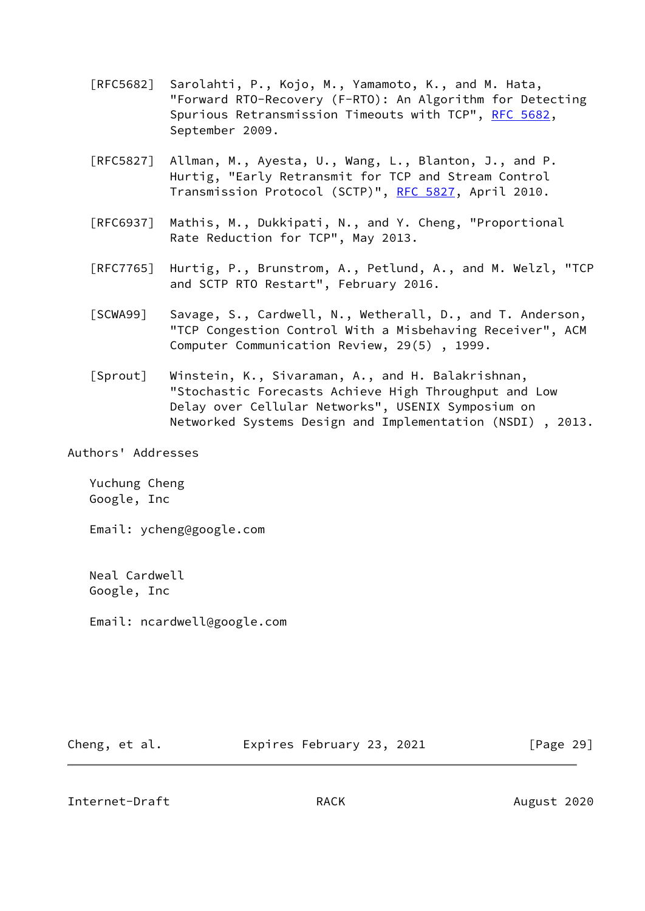[RFC5682] Sarolahti, P., Kojo, M., Yamamoto, K., and M. Hata, "Forward RTO-Recovery (F-RTO): An Algorithm for Detecting Spurious Retransmission Timeouts with TCP", RFC 5682, September 2009.

[RFC5827] Allman, M., Ayesta, U., Wang, L., Blanton, J., and P. Hurtig, "Early Retransmit for TCP and Stream Control Transmission Protocol (SCTP)", RFC 5827, April 2010.

[RFC6937] Mathis, M., Dukkipati, N., and Y. Cheng, "Proportional Rate Reduction for TCP", May 2013.

[RFC7765] Hurtig, P., Brunstrom, A., Petlund, A., and M. Welzl, "TCP and SCTP RTO Restart", February 2016.

[SCWA99] Savage, S., Cardwell, N., Wetherall, D., and T. Anderson, "TCP Congestion Control With a Misbehaving Receiver", ACM Computer Communication Review, 29(5) , 1999.

[Sprout] Winstein, K., Sivaraman, A., and H. Balakrishnan, "Stochastic Forecasts Achieve High Throughput and Low Delay over Cellular Networks", USENIX Symposium on Networked Systems Design and Implementation (NSDI) , 2013.

## Authors' Addresses

Yuchung Cheng
Google, Inc

Email: ycheng@google.com

Neal Cardwell
Google, Inc

Email: ncardwell@google.com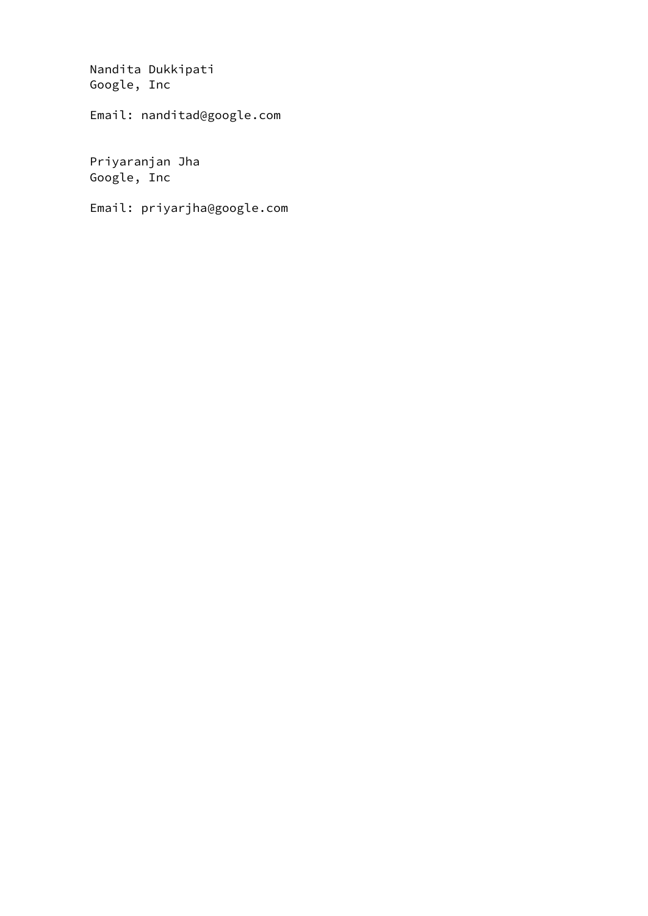Nandita Dukkipati
Google, Inc

Email: nanditad@google.com

Priyaranjan Jha
Google, Inc

Email: priyarjha@google.com